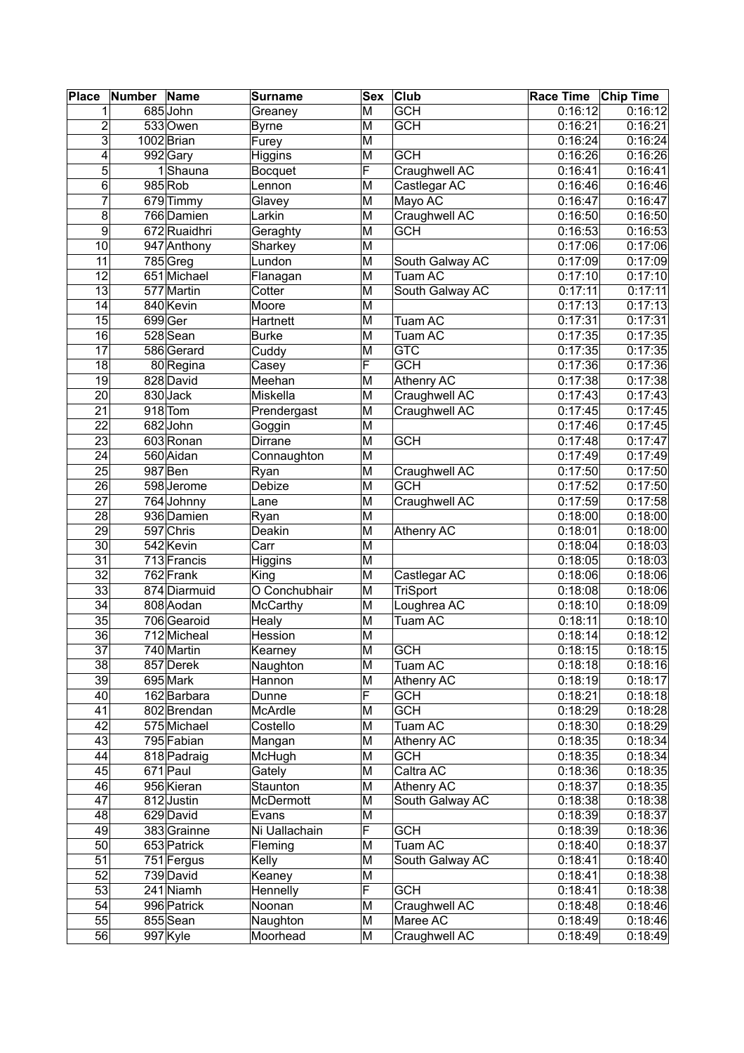| Place | Number | Name | Surname | Sex | Club | Race Time | Chip Time |
|---|---|---|---|---|---|---|---|
| 1 | 685 | John | Greaney | M | GCH | 0:16:12 | 0:16:12 |
| 2 | 533 | Owen | Byrne | M | GCH | 0:16:21 | 0:16:21 |
| 3 | 1002 | Brian | Furey | M | | 0:16:24 | 0:16:24 |
| 4 | 992 | Gary | Higgins | M | GCH | 0:16:26 | 0:16:26 |
| 5 | 1 | Shauna | Bocquet | F | Craughwell AC | 0:16:41 | 0:16:41 |
| 6 | 985 | Rob | Lennon | M | Castlegar AC | 0:16:46 | 0:16:46 |
| 7 | 679 | Timmy | Glavey | M | Mayo AC | 0:16:47 | 0:16:47 |
| 8 | 766 | Damien | Larkin | M | Craughwell AC | 0:16:50 | 0:16:50 |
| 9 | 672 | Ruaidhri | Geraghty | M | GCH | 0:16:53 | 0:16:53 |
| 10 | 947 | Anthony | Sharkey | M | | 0:17:06 | 0:17:06 |
| 11 | 785 | Greg | Lundon | M | South Galway AC | 0:17:09 | 0:17:09 |
| 12 | 651 | Michael | Flanagan | M | Tuam AC | 0:17:10 | 0:17:10 |
| 13 | 577 | Martin | Cotter | M | South Galway AC | 0:17:11 | 0:17:11 |
| 14 | 840 | Kevin | Moore | M | | 0:17:13 | 0:17:13 |
| 15 | 699 | Ger | Hartnett | M | Tuam AC | 0:17:31 | 0:17:31 |
| 16 | 528 | Sean | Burke | M | Tuam AC | 0:17:35 | 0:17:35 |
| 17 | 586 | Gerard | Cuddy | M | GTC | 0:17:35 | 0:17:35 |
| 18 | 80 | Regina | Casey | F | GCH | 0:17:36 | 0:17:36 |
| 19 | 828 | David | Meehan | M | Athenry AC | 0:17:38 | 0:17:38 |
| 20 | 830 | Jack | Miskella | M | Craughwell AC | 0:17:43 | 0:17:43 |
| 21 | 918 | Tom | Prendergast | M | Craughwell AC | 0:17:45 | 0:17:45 |
| 22 | 682 | John | Goggin | M | | 0:17:46 | 0:17:45 |
| 23 | 603 | Ronan | Dirrane | M | GCH | 0:17:48 | 0:17:47 |
| 24 | 560 | Aidan | Connaughton | M | | 0:17:49 | 0:17:49 |
| 25 | 987 | Ben | Ryan | M | Craughwell AC | 0:17:50 | 0:17:50 |
| 26 | 598 | Jerome | Debize | M | GCH | 0:17:52 | 0:17:50 |
| 27 | 764 | Johnny | Lane | M | Craughwell AC | 0:17:59 | 0:17:58 |
| 28 | 936 | Damien | Ryan | M | | 0:18:00 | 0:18:00 |
| 29 | 597 | Chris | Deakin | M | Athenry AC | 0:18:01 | 0:18:00 |
| 30 | 542 | Kevin | Carr | M | | 0:18:04 | 0:18:03 |
| 31 | 713 | Francis | Higgins | M | | 0:18:05 | 0:18:03 |
| 32 | 762 | Frank | King | M | Castlegar AC | 0:18:06 | 0:18:06 |
| 33 | 874 | Diarmuid | O Conchubhair | M | TriSport | 0:18:08 | 0:18:06 |
| 34 | 808 | Aodan | McCarthy | M | Loughrea AC | 0:18:10 | 0:18:09 |
| 35 | 706 | Gearoid | Healy | M | Tuam AC | 0:18:11 | 0:18:10 |
| 36 | 712 | Micheal | Hession | M | | 0:18:14 | 0:18:12 |
| 37 | 740 | Martin | Kearney | M | GCH | 0:18:15 | 0:18:15 |
| 38 | 857 | Derek | Naughton | M | Tuam AC | 0:18:18 | 0:18:16 |
| 39 | 695 | Mark | Hannon | M | Athenry AC | 0:18:19 | 0:18:17 |
| 40 | 162 | Barbara | Dunne | F | GCH | 0:18:21 | 0:18:18 |
| 41 | 802 | Brendan | McArdle | M | GCH | 0:18:29 | 0:18:28 |
| 42 | 575 | Michael | Costello | M | Tuam AC | 0:18:30 | 0:18:29 |
| 43 | 795 | Fabian | Mangan | M | Athenry AC | 0:18:35 | 0:18:34 |
| 44 | 818 | Padraig | McHugh | M | GCH | 0:18:35 | 0:18:34 |
| 45 | 671 | Paul | Gately | M | Caltra AC | 0:18:36 | 0:18:35 |
| 46 | 956 | Kieran | Staunton | M | Athenry AC | 0:18:37 | 0:18:35 |
| 47 | 812 | Justin | McDermott | M | South Galway AC | 0:18:38 | 0:18:38 |
| 48 | 629 | David | Evans | M | | 0:18:39 | 0:18:37 |
| 49 | 383 | Grainne | Ni Uallachain | F | GCH | 0:18:39 | 0:18:36 |
| 50 | 653 | Patrick | Fleming | M | Tuam AC | 0:18:40 | 0:18:37 |
| 51 | 751 | Fergus | Kelly | M | South Galway AC | 0:18:41 | 0:18:40 |
| 52 | 739 | David | Keaney | M | | 0:18:41 | 0:18:38 |
| 53 | 241 | Niamh | Hennelly | F | GCH | 0:18:41 | 0:18:38 |
| 54 | 996 | Patrick | Noonan | M | Craughwell AC | 0:18:48 | 0:18:46 |
| 55 | 855 | Sean | Naughton | M | Maree AC | 0:18:49 | 0:18:46 |
| 56 | 997 | Kyle | Moorhead | M | Craughwell AC | 0:18:49 | 0:18:49 |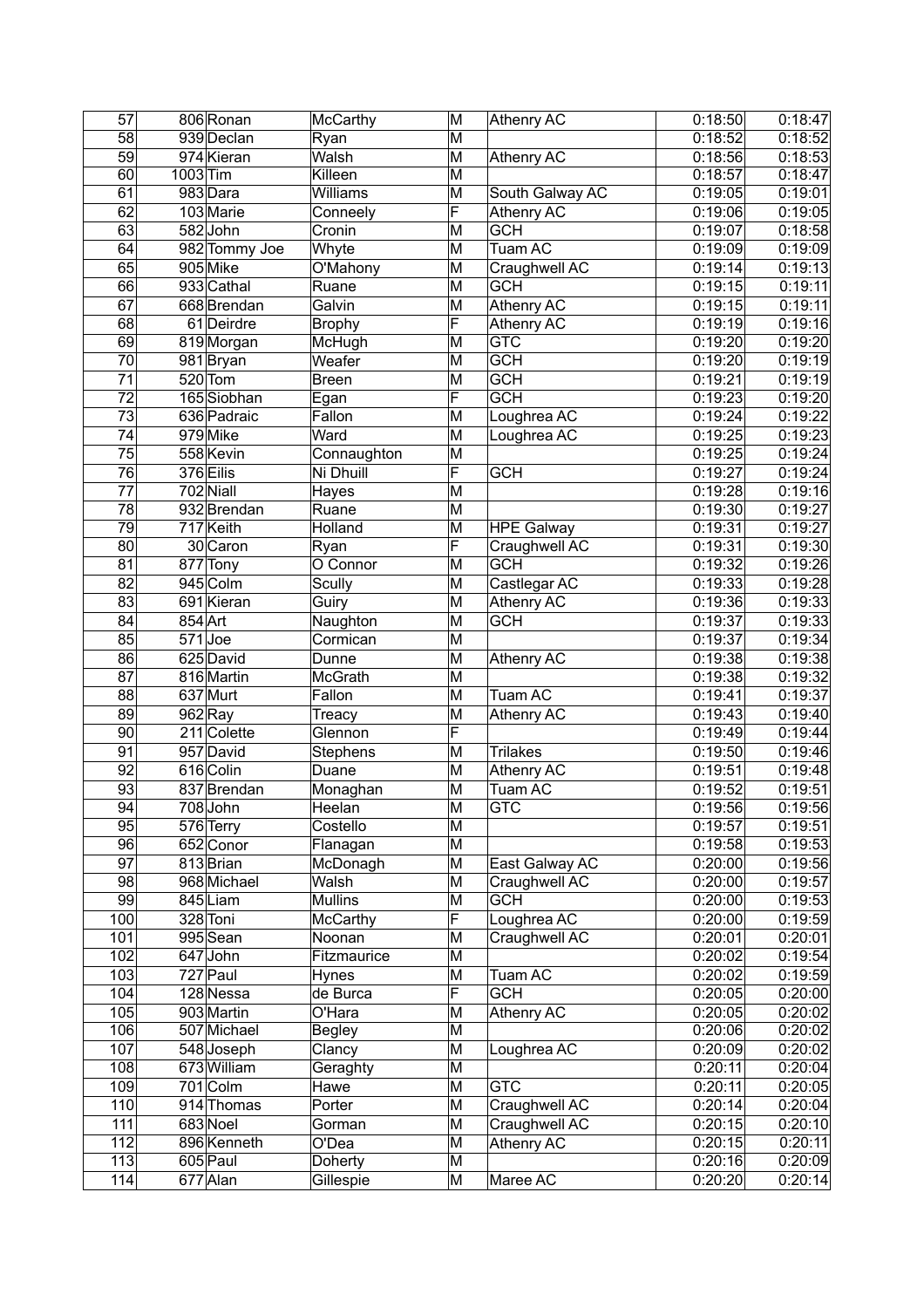| 57 | 806 | Ronan | McCarthy | M | Athenry AC | 0:18:50 | 0:18:47 |
|---|---|---|---|---|---|---|---|
| 58 | 939 | Declan | Ryan | M | | 0:18:52 | 0:18:52 |
| 59 | 974 | Kieran | Walsh | M | Athenry AC | 0:18:56 | 0:18:53 |
| 60 | 1003 | Tim | Killeen | M | | 0:18:57 | 0:18:47 |
| 61 | 983 | Dara | Williams | M | South Galway AC | 0:19:05 | 0:19:01 |
| 62 | 103 | Marie | Conneely | F | Athenry AC | 0:19:06 | 0:19:05 |
| 63 | 582 | John | Cronin | M | GCH | 0:19:07 | 0:18:58 |
| 64 | 982 | Tommy Joe | Whyte | M | Tuam AC | 0:19:09 | 0:19:09 |
| 65 | 905 | Mike | O'Mahony | M | Craughwell AC | 0:19:14 | 0:19:13 |
| 66 | 933 | Cathal | Ruane | M | GCH | 0:19:15 | 0:19:11 |
| 67 | 668 | Brendan | Galvin | M | Athenry AC | 0:19:15 | 0:19:11 |
| 68 | 61 | Deirdre | Brophy | F | Athenry AC | 0:19:19 | 0:19:16 |
| 69 | 819 | Morgan | McHugh | M | GTC | 0:19:20 | 0:19:20 |
| 70 | 981 | Bryan | Weafer | M | GCH | 0:19:20 | 0:19:19 |
| 71 | 520 | Tom | Breen | M | GCH | 0:19:21 | 0:19:19 |
| 72 | 165 | Siobhan | Egan | F | GCH | 0:19:23 | 0:19:20 |
| 73 | 636 | Padraic | Fallon | M | Loughrea AC | 0:19:24 | 0:19:22 |
| 74 | 979 | Mike | Ward | M | Loughrea AC | 0:19:25 | 0:19:23 |
| 75 | 558 | Kevin | Connaughton | M | | 0:19:25 | 0:19:24 |
| 76 | 376 | Eilis | Ni Dhuill | F | GCH | 0:19:27 | 0:19:24 |
| 77 | 702 | Niall | Hayes | M | | 0:19:28 | 0:19:16 |
| 78 | 932 | Brendan | Ruane | M | | 0:19:30 | 0:19:27 |
| 79 | 717 | Keith | Holland | M | HPE Galway | 0:19:31 | 0:19:27 |
| 80 | 30 | Caron | Ryan | F | Craughwell AC | 0:19:31 | 0:19:30 |
| 81 | 877 | Tony | O Connor | M | GCH | 0:19:32 | 0:19:26 |
| 82 | 945 | Colm | Scully | M | Castlegar AC | 0:19:33 | 0:19:28 |
| 83 | 691 | Kieran | Guiry | M | Athenry AC | 0:19:36 | 0:19:33 |
| 84 | 854 | Art | Naughton | M | GCH | 0:19:37 | 0:19:33 |
| 85 | 571 | Joe | Cormican | M | | 0:19:37 | 0:19:34 |
| 86 | 625 | David | Dunne | M | Athenry AC | 0:19:38 | 0:19:38 |
| 87 | 816 | Martin | McGrath | M | | 0:19:38 | 0:19:32 |
| 88 | 637 | Murt | Fallon | M | Tuam AC | 0:19:41 | 0:19:37 |
| 89 | 962 | Ray | Treacy | M | Athenry AC | 0:19:43 | 0:19:40 |
| 90 | 211 | Colette | Glennon | F | | 0:19:49 | 0:19:44 |
| 91 | 957 | David | Stephens | M | Trilakes | 0:19:50 | 0:19:46 |
| 92 | 616 | Colin | Duane | M | Athenry AC | 0:19:51 | 0:19:48 |
| 93 | 837 | Brendan | Monaghan | M | Tuam AC | 0:19:52 | 0:19:51 |
| 94 | 708 | John | Heelan | M | GTC | 0:19:56 | 0:19:56 |
| 95 | 576 | Terry | Costello | M | | 0:19:57 | 0:19:51 |
| 96 | 652 | Conor | Flanagan | M | | 0:19:58 | 0:19:53 |
| 97 | 813 | Brian | McDonagh | M | East Galway AC | 0:20:00 | 0:19:56 |
| 98 | 968 | Michael | Walsh | M | Craughwell AC | 0:20:00 | 0:19:57 |
| 99 | 845 | Liam | Mullins | M | GCH | 0:20:00 | 0:19:53 |
| 100 | 328 | Toni | McCarthy | F | Loughrea AC | 0:20:00 | 0:19:59 |
| 101 | 995 | Sean | Noonan | M | Craughwell AC | 0:20:01 | 0:20:01 |
| 102 | 647 | John | Fitzmaurice | M | | 0:20:02 | 0:19:54 |
| 103 | 727 | Paul | Hynes | M | Tuam AC | 0:20:02 | 0:19:59 |
| 104 | 128 | Nessa | de Burca | F | GCH | 0:20:05 | 0:20:00 |
| 105 | 903 | Martin | O'Hara | M | Athenry AC | 0:20:05 | 0:20:02 |
| 106 | 507 | Michael | Begley | M | | 0:20:06 | 0:20:02 |
| 107 | 548 | Joseph | Clancy | M | Loughrea AC | 0:20:09 | 0:20:02 |
| 108 | 673 | William | Geraghty | M | | 0:20:11 | 0:20:04 |
| 109 | 701 | Colm | Hawe | M | GTC | 0:20:11 | 0:20:05 |
| 110 | 914 | Thomas | Porter | M | Craughwell AC | 0:20:14 | 0:20:04 |
| 111 | 683 | Noel | Gorman | M | Craughwell AC | 0:20:15 | 0:20:10 |
| 112 | 896 | Kenneth | O'Dea | M | Athenry AC | 0:20:15 | 0:20:11 |
| 113 | 605 | Paul | Doherty | M | | 0:20:16 | 0:20:09 |
| 114 | 677 | Alan | Gillespie | M | Maree AC | 0:20:20 | 0:20:14 |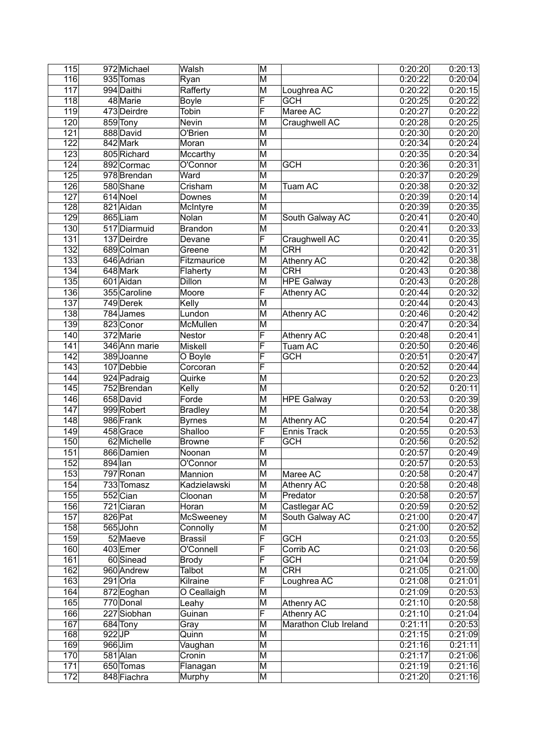| 115 | 972 | Michael | Walsh | M | | 0:20:20 | 0:20:13 |
|---|---|---|---|---|---|---|---|
| 116 | 935 | Tomas | Ryan | M | | 0:20:22 | 0:20:04 |
| 117 | 994 | Daithi | Rafferty | M | Loughrea AC | 0:20:22 | 0:20:15 |
| 118 | 48 | Marie | Boyle | F | GCH | 0:20:25 | 0:20:22 |
| 119 | 473 | Deirdre | Tobin | F | Maree AC | 0:20:27 | 0:20:22 |
| 120 | 859 | Tony | Nevin | M | Craughwell AC | 0:20:28 | 0:20:25 |
| 121 | 888 | David | O'Brien | M | | 0:20:30 | 0:20:20 |
| 122 | 842 | Mark | Moran | M | | 0:20:34 | 0:20:24 |
| 123 | 805 | Richard | Mccarthy | M | | 0:20:35 | 0:20:34 |
| 124 | 892 | Cormac | O'Connor | M | GCH | 0:20:36 | 0:20:31 |
| 125 | 978 | Brendan | Ward | M | | 0:20:37 | 0:20:29 |
| 126 | 580 | Shane | Crisham | M | Tuam AC | 0:20:38 | 0:20:32 |
| 127 | 614 | Noel | Downes | M | | 0:20:39 | 0:20:14 |
| 128 | 821 | Aidan | McIntyre | M | | 0:20:39 | 0:20:35 |
| 129 | 865 | Liam | Nolan | M | South Galway AC | 0:20:41 | 0:20:40 |
| 130 | 517 | Diarmuid | Brandon | M | | 0:20:41 | 0:20:33 |
| 131 | 137 | Deirdre | Devane | F | Craughwell AC | 0:20:41 | 0:20:35 |
| 132 | 689 | Colman | Greene | M | CRH | 0:20:42 | 0:20:31 |
| 133 | 646 | Adrian | Fitzmaurice | M | Athenry AC | 0:20:42 | 0:20:38 |
| 134 | 648 | Mark | Flaherty | M | CRH | 0:20:43 | 0:20:38 |
| 135 | 601 | Aidan | Dillon | M | HPE Galway | 0:20:43 | 0:20:28 |
| 136 | 355 | Caroline | Moore | F | Athenry AC | 0:20:44 | 0:20:32 |
| 137 | 749 | Derek | Kelly | M | | 0:20:44 | 0:20:43 |
| 138 | 784 | James | Lundon | M | Athenry AC | 0:20:46 | 0:20:42 |
| 139 | 823 | Conor | McMullen | M | | 0:20:47 | 0:20:34 |
| 140 | 372 | Marie | Nestor | F | Athenry AC | 0:20:48 | 0:20:41 |
| 141 | 346 | Ann marie | Miskell | F | Tuam AC | 0:20:50 | 0:20:46 |
| 142 | 389 | Joanne | O Boyle | F | GCH | 0:20:51 | 0:20:47 |
| 143 | 107 | Debbie | Corcoran | F | | 0:20:52 | 0:20:44 |
| 144 | 924 | Padraig | Quirke | M | | 0:20:52 | 0:20:23 |
| 145 | 752 | Brendan | Kelly | M | | 0:20:52 | 0:20:11 |
| 146 | 658 | David | Forde | M | HPE Galway | 0:20:53 | 0:20:39 |
| 147 | 999 | Robert | Bradley | M | | 0:20:54 | 0:20:38 |
| 148 | 986 | Frank | Byrnes | M | Athenry AC | 0:20:54 | 0:20:47 |
| 149 | 458 | Grace | Shalloo | F | Ennis Track | 0:20:55 | 0:20:53 |
| 150 | 62 | Michelle | Browne | F | GCH | 0:20:56 | 0:20:52 |
| 151 | 866 | Damien | Noonan | M | | 0:20:57 | 0:20:49 |
| 152 | 894 | Ian | O'Connor | M | | 0:20:57 | 0:20:53 |
| 153 | 797 | Ronan | Mannion | M | Maree AC | 0:20:58 | 0:20:47 |
| 154 | 733 | Tomasz | Kadzielawski | M | Athenry AC | 0:20:58 | 0:20:48 |
| 155 | 552 | Cian | Cloonan | M | Predator | 0:20:58 | 0:20:57 |
| 156 | 721 | Ciaran | Horan | M | Castlegar AC | 0:20:59 | 0:20:52 |
| 157 | 826 | Pat | McSweeney | M | South Galway AC | 0:21:00 | 0:20:47 |
| 158 | 565 | John | Connolly | M | | 0:21:00 | 0:20:52 |
| 159 | 52 | Maeve | Brassil | F | GCH | 0:21:03 | 0:20:55 |
| 160 | 403 | Emer | O'Connell | F | Corrib AC | 0:21:03 | 0:20:56 |
| 161 | 60 | Sinead | Brody | F | GCH | 0:21:04 | 0:20:59 |
| 162 | 960 | Andrew | Talbot | M | CRH | 0:21:05 | 0:21:00 |
| 163 | 291 | Orla | Kilraine | F | Loughrea AC | 0:21:08 | 0:21:01 |
| 164 | 872 | Eoghan | O Ceallaigh | M | | 0:21:09 | 0:20:53 |
| 165 | 770 | Donal | Leahy | M | Athenry AC | 0:21:10 | 0:20:58 |
| 166 | 227 | Siobhan | Guinan | F | Athenry AC | 0:21:10 | 0:21:04 |
| 167 | 684 | Tony | Gray | M | Marathon Club Ireland | 0:21:11 | 0:20:53 |
| 168 | 922 | JP | Quinn | M | | 0:21:15 | 0:21:09 |
| 169 | 966 | Jim | Vaughan | M | | 0:21:16 | 0:21:11 |
| 170 | 581 | Alan | Cronin | M | | 0:21:17 | 0:21:06 |
| 171 | 650 | Tomas | Flanagan | M | | 0:21:19 | 0:21:16 |
| 172 | 848 | Fiachra | Murphy | M | | 0:21:20 | 0:21:16 |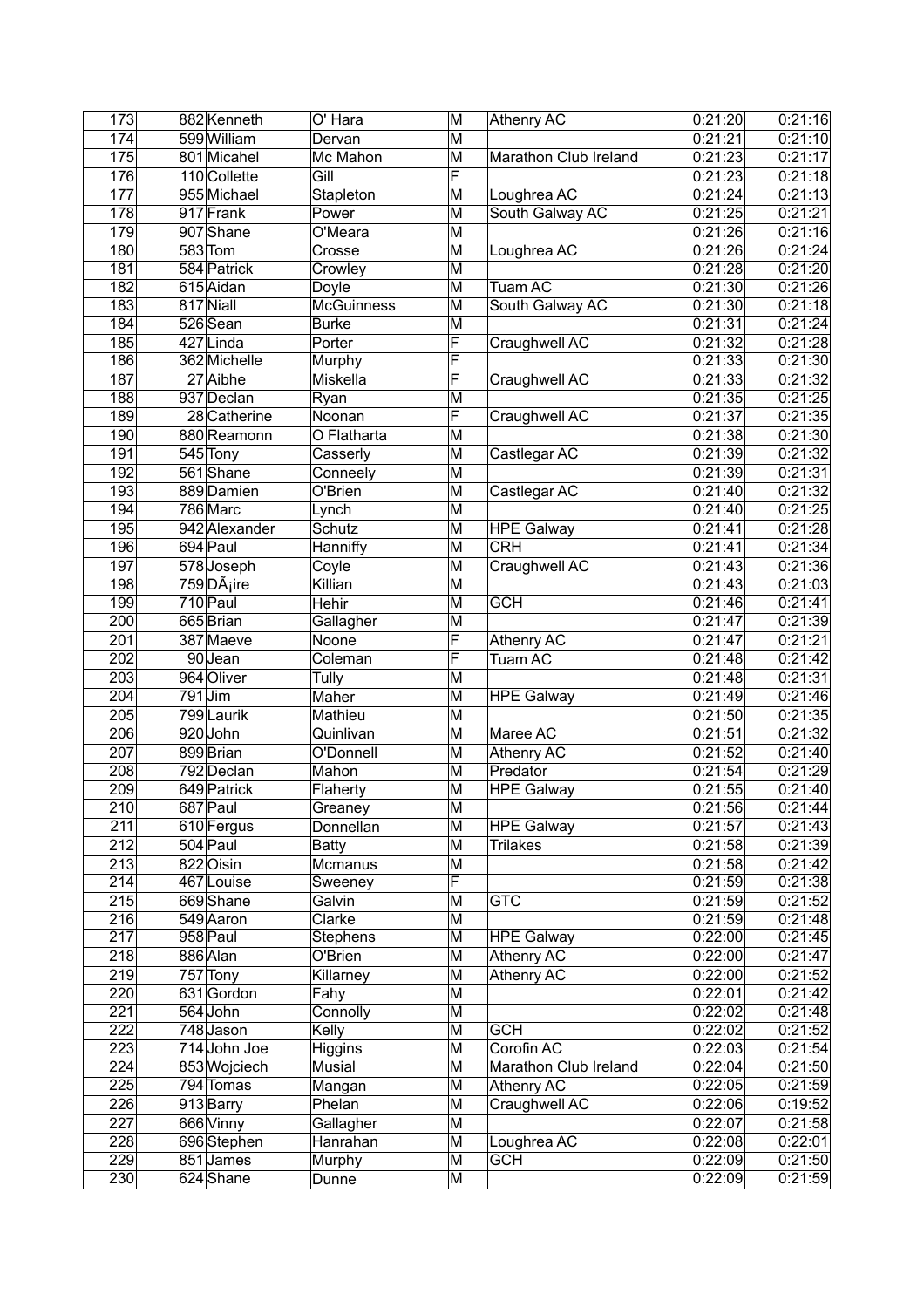| 173 | 882 | Kenneth | O' Hara | M | Athenry AC | 0:21:20 | 0:21:16 |
|---|---|---|---|---|---|---|---|
| 174 | 599 | William | Dervan | M | | 0:21:21 | 0:21:10 |
| 175 | 801 | Micahel | Mc Mahon | M | Marathon Club Ireland | 0:21:23 | 0:21:17 |
| 176 | 110 | Collette | Gill | F | | 0:21:23 | 0:21:18 |
| 177 | 955 | Michael | Stapleton | M | Loughrea AC | 0:21:24 | 0:21:13 |
| 178 | 917 | Frank | Power | M | South Galway AC | 0:21:25 | 0:21:21 |
| 179 | 907 | Shane | O'Meara | M | | 0:21:26 | 0:21:16 |
| 180 | 583 | Tom | Crosse | M | Loughrea AC | 0:21:26 | 0:21:24 |
| 181 | 584 | Patrick | Crowley | M | | 0:21:28 | 0:21:20 |
| 182 | 615 | Aidan | Doyle | M | Tuam AC | 0:21:30 | 0:21:26 |
| 183 | 817 | Niall | McGuinness | M | South Galway AC | 0:21:30 | 0:21:18 |
| 184 | 526 | Sean | Burke | M | | 0:21:31 | 0:21:24 |
| 185 | 427 | Linda | Porter | F | Craughwell AC | 0:21:32 | 0:21:28 |
| 186 | 362 | Michelle | Murphy | F | | 0:21:33 | 0:21:30 |
| 187 | 27 | Aibhe | Miskella | F | Craughwell AC | 0:21:33 | 0:21:32 |
| 188 | 937 | Declan | Ryan | M | | 0:21:35 | 0:21:25 |
| 189 | 28 | Catherine | Noonan | F | Craughwell AC | 0:21:37 | 0:21:35 |
| 190 | 880 | Reamonn | O Flatharta | M | | 0:21:38 | 0:21:30 |
| 191 | 545 | Tony | Casserly | M | Castlegar AC | 0:21:39 | 0:21:32 |
| 192 | 561 | Shane | Conneely | M | | 0:21:39 | 0:21:31 |
| 193 | 889 | Damien | O'Brien | M | Castlegar AC | 0:21:40 | 0:21:32 |
| 194 | 786 | Marc | Lynch | M | | 0:21:40 | 0:21:25 |
| 195 | 942 | Alexander | Schutz | M | HPE Galway | 0:21:41 | 0:21:28 |
| 196 | 694 | Paul | Hanniffy | M | CRH | 0:21:41 | 0:21:34 |
| 197 | 578 | Joseph | Coyle | M | Craughwell AC | 0:21:43 | 0:21:36 |
| 198 | 759 | DÃ¡ire | Killian | M | | 0:21:43 | 0:21:03 |
| 199 | 710 | Paul | Hehir | M | GCH | 0:21:46 | 0:21:41 |
| 200 | 665 | Brian | Gallagher | M | | 0:21:47 | 0:21:39 |
| 201 | 387 | Maeve | Noone | F | Athenry AC | 0:21:47 | 0:21:21 |
| 202 | 90 | Jean | Coleman | F | Tuam AC | 0:21:48 | 0:21:42 |
| 203 | 964 | Oliver | Tully | M | | 0:21:48 | 0:21:31 |
| 204 | 791 | Jim | Maher | M | HPE Galway | 0:21:49 | 0:21:46 |
| 205 | 799 | Laurik | Mathieu | M | | 0:21:50 | 0:21:35 |
| 206 | 920 | John | Quinlivan | M | Maree AC | 0:21:51 | 0:21:32 |
| 207 | 899 | Brian | O'Donnell | M | Athenry AC | 0:21:52 | 0:21:40 |
| 208 | 792 | Declan | Mahon | M | Predator | 0:21:54 | 0:21:29 |
| 209 | 649 | Patrick | Flaherty | M | HPE Galway | 0:21:55 | 0:21:40 |
| 210 | 687 | Paul | Greaney | M | | 0:21:56 | 0:21:44 |
| 211 | 610 | Fergus | Donnellan | M | HPE Galway | 0:21:57 | 0:21:43 |
| 212 | 504 | Paul | Batty | M | Trilakes | 0:21:58 | 0:21:39 |
| 213 | 822 | Oisin | Mcmanus | M | | 0:21:58 | 0:21:42 |
| 214 | 467 | Louise | Sweeney | F | | 0:21:59 | 0:21:38 |
| 215 | 669 | Shane | Galvin | M | GTC | 0:21:59 | 0:21:52 |
| 216 | 549 | Aaron | Clarke | M | | 0:21:59 | 0:21:48 |
| 217 | 958 | Paul | Stephens | M | HPE Galway | 0:22:00 | 0:21:45 |
| 218 | 886 | Alan | O'Brien | M | Athenry AC | 0:22:00 | 0:21:47 |
| 219 | 757 | Tony | Killarney | M | Athenry AC | 0:22:00 | 0:21:52 |
| 220 | 631 | Gordon | Fahy | M | | 0:22:01 | 0:21:42 |
| 221 | 564 | John | Connolly | M | | 0:22:02 | 0:21:48 |
| 222 | 748 | Jason | Kelly | M | GCH | 0:22:02 | 0:21:52 |
| 223 | 714 | John Joe | Higgins | M | Corofin AC | 0:22:03 | 0:21:54 |
| 224 | 853 | Wojciech | Musial | M | Marathon Club Ireland | 0:22:04 | 0:21:50 |
| 225 | 794 | Tomas | Mangan | M | Athenry AC | 0:22:05 | 0:21:59 |
| 226 | 913 | Barry | Phelan | M | Craughwell AC | 0:22:06 | 0:19:52 |
| 227 | 666 | Vinny | Gallagher | M | | 0:22:07 | 0:21:58 |
| 228 | 696 | Stephen | Hanrahan | M | Loughrea AC | 0:22:08 | 0:22:01 |
| 229 | 851 | James | Murphy | M | GCH | 0:22:09 | 0:21:50 |
| 230 | 624 | Shane | Dunne | M | | 0:22:09 | 0:21:59 |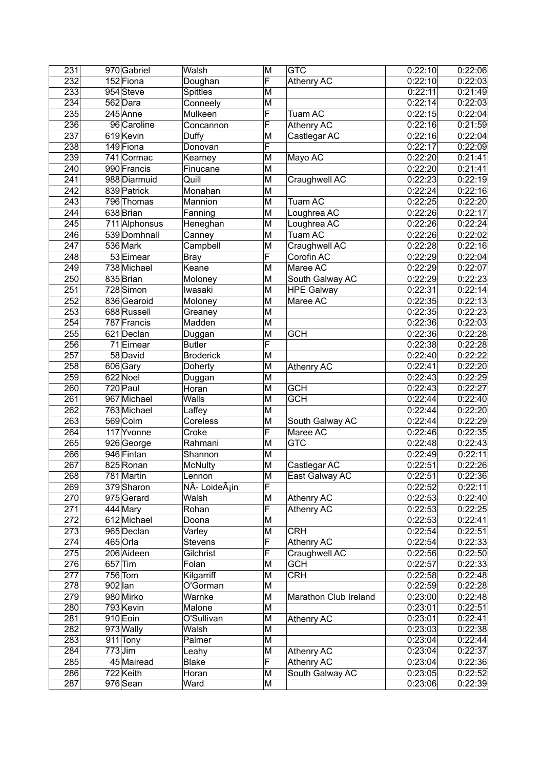| 231 | 970 | Gabriel | Walsh | M | GTC | 0:22:10 | 0:22:06 |
|---|---|---|---|---|---|---|---|
| 232 | 152 | Fiona | Doughan | F | Athenry AC | 0:22:10 | 0:22:03 |
| 233 | 954 | Steve | Spittles | M | | 0:22:11 | 0:21:49 |
| 234 | 562 | Dara | Conneely | M | | 0:22:14 | 0:22:03 |
| 235 | 245 | Anne | Mulkeen | F | Tuam AC | 0:22:15 | 0:22:04 |
| 236 | 96 | Caroline | Concannon | F | Athenry AC | 0:22:16 | 0:21:59 |
| 237 | 619 | Kevin | Duffy | M | Castlegar AC | 0:22:16 | 0:22:04 |
| 238 | 149 | Fiona | Donovan | F | | 0:22:17 | 0:22:09 |
| 239 | 741 | Cormac | Kearney | M | Mayo AC | 0:22:20 | 0:21:41 |
| 240 | 990 | Francis | Finucane | M | | 0:22:20 | 0:21:41 |
| 241 | 988 | Diarmuid | Quill | M | Craughwell AC | 0:22:23 | 0:22:19 |
| 242 | 839 | Patrick | Monahan | M | | 0:22:24 | 0:22:16 |
| 243 | 796 | Thomas | Mannion | M | Tuam AC | 0:22:25 | 0:22:20 |
| 244 | 638 | Brian | Fanning | M | Loughrea AC | 0:22:26 | 0:22:17 |
| 245 | 711 | Alphonsus | Heneghan | M | Loughrea AC | 0:22:26 | 0:22:24 |
| 246 | 539 | Domhnall | Canney | M | Tuam AC | 0:22:26 | 0:22:02 |
| 247 | 536 | Mark | Campbell | M | Craughwell AC | 0:22:28 | 0:22:16 |
| 248 | 53 | Eimear | Bray | F | Corofin AC | 0:22:29 | 0:22:04 |
| 249 | 738 | Michael | Keane | M | Maree AC | 0:22:29 | 0:22:07 |
| 250 | 835 | Brian | Moloney | M | South Galway AC | 0:22:29 | 0:22:23 |
| 251 | 728 | Simon | Iwasaki | M | HPE Galway | 0:22:31 | 0:22:14 |
| 252 | 836 | Gearoid | Moloney | M | Maree AC | 0:22:35 | 0:22:13 |
| 253 | 688 | Russell | Greaney | M | | 0:22:35 | 0:22:23 |
| 254 | 787 | Francis | Madden | M | | 0:22:36 | 0:22:03 |
| 255 | 621 | Declan | Duggan | M | GCH | 0:22:36 | 0:22:28 |
| 256 | 71 | Eimear | Butler | F | | 0:22:38 | 0:22:28 |
| 257 | 58 | David | Broderick | M | | 0:22:40 | 0:22:22 |
| 258 | 606 | Gary | Doherty | M | Athenry AC | 0:22:41 | 0:22:20 |
| 259 | 622 | Noel | Duggan | M | | 0:22:43 | 0:22:29 |
| 260 | 720 | Paul | Horan | M | GCH | 0:22:43 | 0:22:27 |
| 261 | 967 | Michael | Walls | M | GCH | 0:22:44 | 0:22:40 |
| 262 | 763 | Michael | Laffey | M | | 0:22:44 | 0:22:20 |
| 263 | 569 | Colm | Coreless | M | South Galway AC | 0:22:44 | 0:22:29 |
| 264 | 117 | Yvonne | Croke | F | Maree AC | 0:22:46 | 0:22:35 |
| 265 | 926 | George | Rahmani | M | GTC | 0:22:48 | 0:22:43 |
| 266 | 946 | Fintan | Shannon | M | | 0:22:49 | 0:22:11 |
| 267 | 825 | Ronan | McNulty | M | Castlegar AC | 0:22:51 | 0:22:26 |
| 268 | 781 | Martin | Lennon | M | East Galway AC | 0:22:51 | 0:22:36 |
| 269 | 379 | Sharon | NÃ- LoideÃ¡in | F | | 0:22:52 | 0:22:11 |
| 270 | 975 | Gerard | Walsh | M | Athenry AC | 0:22:53 | 0:22:40 |
| 271 | 444 | Mary | Rohan | F | Athenry AC | 0:22:53 | 0:22:25 |
| 272 | 612 | Michael | Doona | M | | 0:22:53 | 0:22:41 |
| 273 | 965 | Declan | Varley | M | CRH | 0:22:54 | 0:22:51 |
| 274 | 465 | Orla | Stevens | F | Athenry AC | 0:22:54 | 0:22:33 |
| 275 | 206 | Aideen | Gilchrist | F | Craughwell AC | 0:22:56 | 0:22:50 |
| 276 | 657 | Tim | Folan | M | GCH | 0:22:57 | 0:22:33 |
| 277 | 756 | Tom | Kilgarriff | M | CRH | 0:22:58 | 0:22:48 |
| 278 | 902 | Ian | O'Gorman | M | | 0:22:59 | 0:22:28 |
| 279 | 980 | Mirko | Warnke | M | Marathon Club Ireland | 0:23:00 | 0:22:48 |
| 280 | 793 | Kevin | Malone | M | | 0:23:01 | 0:22:51 |
| 281 | 910 | Eoin | O'Sullivan | M | Athenry AC | 0:23:01 | 0:22:41 |
| 282 | 973 | Wally | Walsh | M | | 0:23:03 | 0:22:38 |
| 283 | 911 | Tony | Palmer | M | | 0:23:04 | 0:22:44 |
| 284 | 773 | Jim | Leahy | M | Athenry AC | 0:23:04 | 0:22:37 |
| 285 | 45 | Mairead | Blake | F | Athenry AC | 0:23:04 | 0:22:36 |
| 286 | 722 | Keith | Horan | M | South Galway AC | 0:23:05 | 0:22:52 |
| 287 | 976 | Sean | Ward | M | | 0:23:06 | 0:22:39 |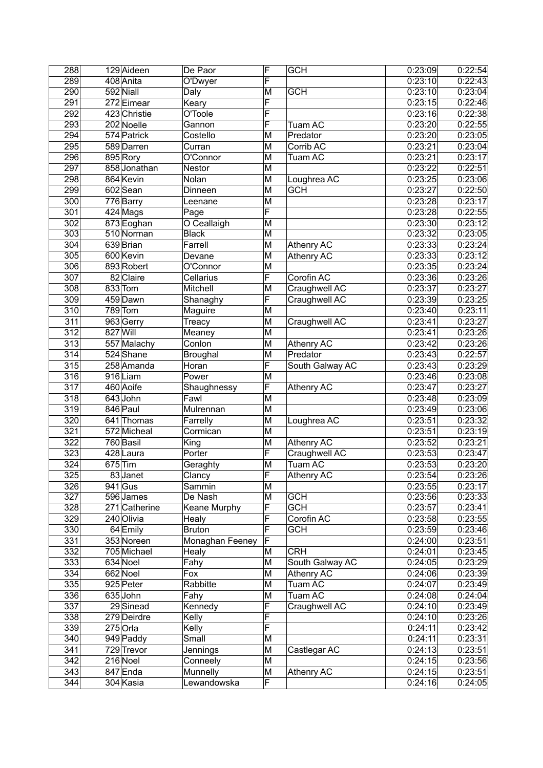| 288 | 129 | Aideen | De Paor | F | GCH | 0:23:09 | 0:22:54 |
|---|---|---|---|---|---|---|---|
| 289 | 408 | Anita | O'Dwyer | F | | 0:23:10 | 0:22:43 |
| 290 | 592 | Niall | Daly | M | GCH | 0:23:10 | 0:23:04 |
| 291 | 272 | Eimear | Keary | F | | 0:23:15 | 0:22:46 |
| 292 | 423 | Christie | O'Toole | F | | 0:23:16 | 0:22:38 |
| 293 | 202 | Noelle | Gannon | F | Tuam AC | 0:23:20 | 0:22:55 |
| 294 | 574 | Patrick | Costello | M | Predator | 0:23:20 | 0:23:05 |
| 295 | 589 | Darren | Curran | M | Corrib AC | 0:23:21 | 0:23:04 |
| 296 | 895 | Rory | O'Connor | M | Tuam AC | 0:23:21 | 0:23:17 |
| 297 | 858 | Jonathan | Nestor | M | | 0:23:22 | 0:22:51 |
| 298 | 864 | Kevin | Nolan | M | Loughrea AC | 0:23:25 | 0:23:06 |
| 299 | 602 | Sean | Dinneen | M | GCH | 0:23:27 | 0:22:50 |
| 300 | 776 | Barry | Leenane | M | | 0:23:28 | 0:23:17 |
| 301 | 424 | Mags | Page | F | | 0:23:28 | 0:22:55 |
| 302 | 873 | Eoghan | O Ceallaigh | M | | 0:23:30 | 0:23:12 |
| 303 | 510 | Norman | Black | M | | 0:23:32 | 0:23:05 |
| 304 | 639 | Brian | Farrell | M | Athenry AC | 0:23:33 | 0:23:24 |
| 305 | 600 | Kevin | Devane | M | Athenry AC | 0:23:33 | 0:23:12 |
| 306 | 893 | Robert | O'Connor | M | | 0:23:35 | 0:23:24 |
| 307 | 82 | Claire | Cellarius | F | Corofin AC | 0:23:36 | 0:23:26 |
| 308 | 833 | Tom | Mitchell | M | Craughwell AC | 0:23:37 | 0:23:27 |
| 309 | 459 | Dawn | Shanaghy | F | Craughwell AC | 0:23:39 | 0:23:25 |
| 310 | 789 | Tom | Maguire | M | | 0:23:40 | 0:23:11 |
| 311 | 963 | Gerry | Treacy | M | Craughwell AC | 0:23:41 | 0:23:27 |
| 312 | 827 | Will | Meaney | M | | 0:23:41 | 0:23:26 |
| 313 | 557 | Malachy | Conlon | M | Athenry AC | 0:23:42 | 0:23:26 |
| 314 | 524 | Shane | Broughal | M | Predator | 0:23:43 | 0:22:57 |
| 315 | 258 | Amanda | Horan | F | South Galway AC | 0:23:43 | 0:23:29 |
| 316 | 916 | Liam | Power | M | | 0:23:46 | 0:23:08 |
| 317 | 460 | Aoife | Shaughnessy | F | Athenry AC | 0:23:47 | 0:23:27 |
| 318 | 643 | John | Fawl | M | | 0:23:48 | 0:23:09 |
| 319 | 846 | Paul | Mulrennan | M | | 0:23:49 | 0:23:06 |
| 320 | 641 | Thomas | Farrelly | M | Loughrea AC | 0:23:51 | 0:23:32 |
| 321 | 572 | Micheal | Cormican | M | | 0:23:51 | 0:23:19 |
| 322 | 760 | Basil | King | M | Athenry AC | 0:23:52 | 0:23:21 |
| 323 | 428 | Laura | Porter | F | Craughwell AC | 0:23:53 | 0:23:47 |
| 324 | 675 | Tim | Geraghty | M | Tuam AC | 0:23:53 | 0:23:20 |
| 325 | 83 | Janet | Clancy | F | Athenry AC | 0:23:54 | 0:23:26 |
| 326 | 941 | Gus | Sammin | M | | 0:23:55 | 0:23:17 |
| 327 | 596 | James | De Nash | M | GCH | 0:23:56 | 0:23:33 |
| 328 | 271 | Catherine | Keane Murphy | F | GCH | 0:23:57 | 0:23:41 |
| 329 | 240 | Olivia | Healy | F | Corofin AC | 0:23:58 | 0:23:55 |
| 330 | 64 | Emily | Bruton | F | GCH | 0:23:59 | 0:23:46 |
| 331 | 353 | Noreen | Monaghan Feeney | F | | 0:24:00 | 0:23:51 |
| 332 | 705 | Michael | Healy | M | CRH | 0:24:01 | 0:23:45 |
| 333 | 634 | Noel | Fahy | M | South Galway AC | 0:24:05 | 0:23:29 |
| 334 | 662 | Noel | Fox | M | Athenry AC | 0:24:06 | 0:23:39 |
| 335 | 925 | Peter | Rabbitte | M | Tuam AC | 0:24:07 | 0:23:49 |
| 336 | 635 | John | Fahy | M | Tuam AC | 0:24:08 | 0:24:04 |
| 337 | 29 | Sinead | Kennedy | F | Craughwell AC | 0:24:10 | 0:23:49 |
| 338 | 279 | Deirdre | Kelly | F | | 0:24:10 | 0:23:26 |
| 339 | 275 | Orla | Kelly | F | | 0:24:11 | 0:23:42 |
| 340 | 949 | Paddy | Small | M | | 0:24:11 | 0:23:31 |
| 341 | 729 | Trevor | Jennings | M | Castlegar AC | 0:24:13 | 0:23:51 |
| 342 | 216 | Noel | Conneely | M | | 0:24:15 | 0:23:56 |
| 343 | 847 | Enda | Munnelly | M | Athenry AC | 0:24:15 | 0:23:51 |
| 344 | 304 | Kasia | Lewandowska | F | | 0:24:16 | 0:24:05 |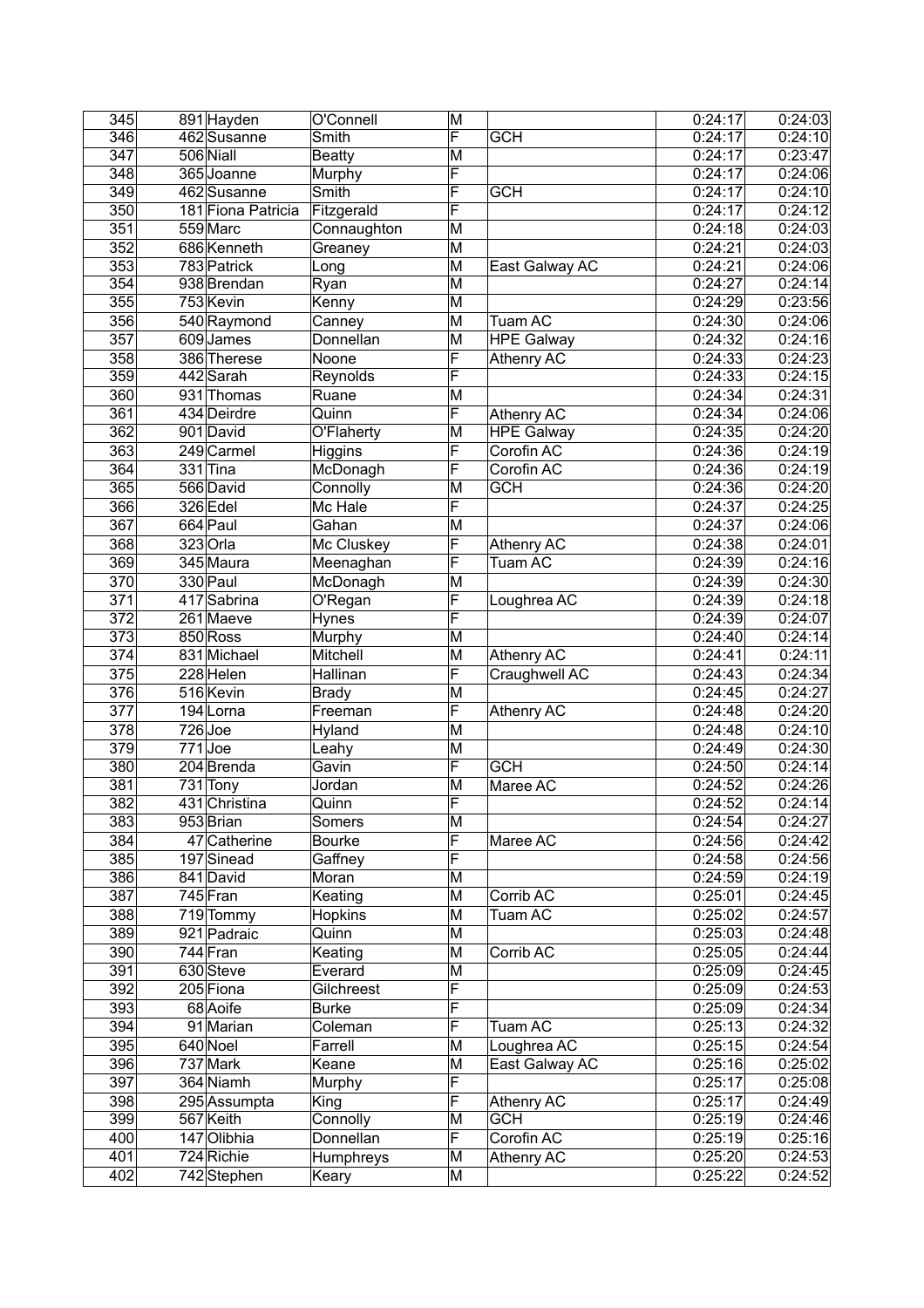| 345 | 891 | Hayden | O'Connell | M | | 0:24:17 | 0:24:03 |
|---|---|---|---|---|---|---|---|
| 346 | 462 | Susanne | Smith | F | GCH | 0:24:17 | 0:24:10 |
| 347 | 506 | Niall | Beatty | M | | 0:24:17 | 0:23:47 |
| 348 | 365 | Joanne | Murphy | F | | 0:24:17 | 0:24:06 |
| 349 | 462 | Susanne | Smith | F | GCH | 0:24:17 | 0:24:10 |
| 350 | 181 | Fiona Patricia | Fitzgerald | F | | 0:24:17 | 0:24:12 |
| 351 | 559 | Marc | Connaughton | M | | 0:24:18 | 0:24:03 |
| 352 | 686 | Kenneth | Greaney | M | | 0:24:21 | 0:24:03 |
| 353 | 783 | Patrick | Long | M | East Galway AC | 0:24:21 | 0:24:06 |
| 354 | 938 | Brendan | Ryan | M | | 0:24:27 | 0:24:14 |
| 355 | 753 | Kevin | Kenny | M | | 0:24:29 | 0:23:56 |
| 356 | 540 | Raymond | Canney | M | Tuam AC | 0:24:30 | 0:24:06 |
| 357 | 609 | James | Donnellan | M | HPE Galway | 0:24:32 | 0:24:16 |
| 358 | 386 | Therese | Noone | F | Athenry AC | 0:24:33 | 0:24:23 |
| 359 | 442 | Sarah | Reynolds | F | | 0:24:33 | 0:24:15 |
| 360 | 931 | Thomas | Ruane | M | | 0:24:34 | 0:24:31 |
| 361 | 434 | Deirdre | Quinn | F | Athenry AC | 0:24:34 | 0:24:06 |
| 362 | 901 | David | O'Flaherty | M | HPE Galway | 0:24:35 | 0:24:20 |
| 363 | 249 | Carmel | Higgins | F | Corofin AC | 0:24:36 | 0:24:19 |
| 364 | 331 | Tina | McDonagh | F | Corofin AC | 0:24:36 | 0:24:19 |
| 365 | 566 | David | Connolly | M | GCH | 0:24:36 | 0:24:20 |
| 366 | 326 | Edel | Mc Hale | F | | 0:24:37 | 0:24:25 |
| 367 | 664 | Paul | Gahan | M | | 0:24:37 | 0:24:06 |
| 368 | 323 | Orla | Mc Cluskey | F | Athenry AC | 0:24:38 | 0:24:01 |
| 369 | 345 | Maura | Meenaghan | F | Tuam AC | 0:24:39 | 0:24:16 |
| 370 | 330 | Paul | McDonagh | M | | 0:24:39 | 0:24:30 |
| 371 | 417 | Sabrina | O'Regan | F | Loughrea AC | 0:24:39 | 0:24:18 |
| 372 | 261 | Maeve | Hynes | F | | 0:24:39 | 0:24:07 |
| 373 | 850 | Ross | Murphy | M | | 0:24:40 | 0:24:14 |
| 374 | 831 | Michael | Mitchell | M | Athenry AC | 0:24:41 | 0:24:11 |
| 375 | 228 | Helen | Hallinan | F | Craughwell AC | 0:24:43 | 0:24:34 |
| 376 | 516 | Kevin | Brady | M | | 0:24:45 | 0:24:27 |
| 377 | 194 | Lorna | Freeman | F | Athenry AC | 0:24:48 | 0:24:20 |
| 378 | 726 | Joe | Hyland | M | | 0:24:48 | 0:24:10 |
| 379 | 771 | Joe | Leahy | M | | 0:24:49 | 0:24:30 |
| 380 | 204 | Brenda | Gavin | F | GCH | 0:24:50 | 0:24:14 |
| 381 | 731 | Tony | Jordan | M | Maree AC | 0:24:52 | 0:24:26 |
| 382 | 431 | Christina | Quinn | F | | 0:24:52 | 0:24:14 |
| 383 | 953 | Brian | Somers | M | | 0:24:54 | 0:24:27 |
| 384 | 47 | Catherine | Bourke | F | Maree AC | 0:24:56 | 0:24:42 |
| 385 | 197 | Sinead | Gaffney | F | | 0:24:58 | 0:24:56 |
| 386 | 841 | David | Moran | M | | 0:24:59 | 0:24:19 |
| 387 | 745 | Fran | Keating | M | Corrib AC | 0:25:01 | 0:24:45 |
| 388 | 719 | Tommy | Hopkins | M | Tuam AC | 0:25:02 | 0:24:57 |
| 389 | 921 | Padraic | Quinn | M | | 0:25:03 | 0:24:48 |
| 390 | 744 | Fran | Keating | M | Corrib AC | 0:25:05 | 0:24:44 |
| 391 | 630 | Steve | Everard | M | | 0:25:09 | 0:24:45 |
| 392 | 205 | Fiona | Gilchreest | F | | 0:25:09 | 0:24:53 |
| 393 | 68 | Aoife | Burke | F | | 0:25:09 | 0:24:34 |
| 394 | 91 | Marian | Coleman | F | Tuam AC | 0:25:13 | 0:24:32 |
| 395 | 640 | Noel | Farrell | M | Loughrea AC | 0:25:15 | 0:24:54 |
| 396 | 737 | Mark | Keane | M | East Galway AC | 0:25:16 | 0:25:02 |
| 397 | 364 | Niamh | Murphy | F | | 0:25:17 | 0:25:08 |
| 398 | 295 | Assumpta | King | F | Athenry AC | 0:25:17 | 0:24:49 |
| 399 | 567 | Keith | Connolly | M | GCH | 0:25:19 | 0:24:46 |
| 400 | 147 | Olibhia | Donnellan | F | Corofin AC | 0:25:19 | 0:25:16 |
| 401 | 724 | Richie | Humphreys | M | Athenry AC | 0:25:20 | 0:24:53 |
| 402 | 742 | Stephen | Keary | M | | 0:25:22 | 0:24:52 |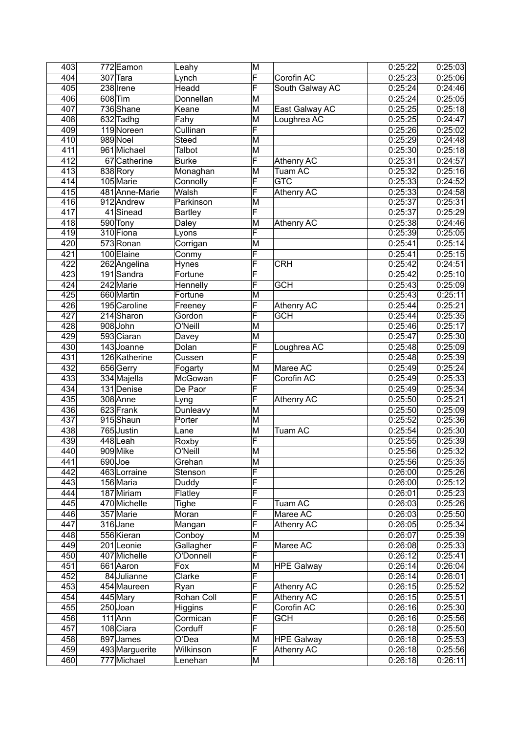| 403 | 772 | Eamon | Leahy | M | | 0:25:22 | 0:25:03 |
|---|---|---|---|---|---|---|---|
| 404 | 307 | Tara | Lynch | F | Corofin AC | 0:25:23 | 0:25:06 |
| 405 | 238 | Irene | Headd | F | South Galway AC | 0:25:24 | 0:24:46 |
| 406 | 608 | Tim | Donnellan | M | | 0:25:24 | 0:25:05 |
| 407 | 736 | Shane | Keane | M | East Galway AC | 0:25:25 | 0:25:18 |
| 408 | 632 | Tadhg | Fahy | M | Loughrea AC | 0:25:25 | 0:24:47 |
| 409 | 119 | Noreen | Cullinan | F | | 0:25:26 | 0:25:02 |
| 410 | 989 | Noel | Steed | M | | 0:25:29 | 0:24:48 |
| 411 | 961 | Michael | Talbot | M | | 0:25:30 | 0:25:18 |
| 412 | 67 | Catherine | Burke | F | Athenry AC | 0:25:31 | 0:24:57 |
| 413 | 838 | Rory | Monaghan | M | Tuam AC | 0:25:32 | 0:25:16 |
| 414 | 105 | Marie | Connolly | F | GTC | 0:25:33 | 0:24:52 |
| 415 | 481 | Anne-Marie | Walsh | F | Athenry AC | 0:25:33 | 0:24:58 |
| 416 | 912 | Andrew | Parkinson | M | | 0:25:37 | 0:25:31 |
| 417 | 41 | Sinead | Bartley | F | | 0:25:37 | 0:25:29 |
| 418 | 590 | Tony | Daley | M | Athenry AC | 0:25:38 | 0:24:46 |
| 419 | 310 | Fiona | Lyons | F | | 0:25:39 | 0:25:05 |
| 420 | 573 | Ronan | Corrigan | M | | 0:25:41 | 0:25:14 |
| 421 | 100 | Elaine | Conmy | F | | 0:25:41 | 0:25:15 |
| 422 | 262 | Angelina | Hynes | F | CRH | 0:25:42 | 0:24:51 |
| 423 | 191 | Sandra | Fortune | F | | 0:25:42 | 0:25:10 |
| 424 | 242 | Marie | Hennelly | F | GCH | 0:25:43 | 0:25:09 |
| 425 | 660 | Martin | Fortune | M | | 0:25:43 | 0:25:11 |
| 426 | 195 | Caroline | Freeney | F | Athenry AC | 0:25:44 | 0:25:21 |
| 427 | 214 | Sharon | Gordon | F | GCH | 0:25:44 | 0:25:35 |
| 428 | 908 | John | O'Neill | M | | 0:25:46 | 0:25:17 |
| 429 | 593 | Ciaran | Davey | M | | 0:25:47 | 0:25:30 |
| 430 | 143 | Joanne | Dolan | F | Loughrea AC | 0:25:48 | 0:25:09 |
| 431 | 126 | Katherine | Cussen | F | | 0:25:48 | 0:25:39 |
| 432 | 656 | Gerry | Fogarty | M | Maree AC | 0:25:49 | 0:25:24 |
| 433 | 334 | Majella | McGowan | F | Corofin AC | 0:25:49 | 0:25:33 |
| 434 | 131 | Denise | De Paor | F | | 0:25:49 | 0:25:34 |
| 435 | 308 | Anne | Lyng | F | Athenry AC | 0:25:50 | 0:25:21 |
| 436 | 623 | Frank | Dunleavy | M | | 0:25:50 | 0:25:09 |
| 437 | 915 | Shaun | Porter | M | | 0:25:52 | 0:25:36 |
| 438 | 765 | Justin | Lane | M | Tuam AC | 0:25:54 | 0:25:30 |
| 439 | 448 | Leah | Roxby | F | | 0:25:55 | 0:25:39 |
| 440 | 909 | Mike | O'Neill | M | | 0:25:56 | 0:25:32 |
| 441 | 690 | Joe | Grehan | M | | 0:25:56 | 0:25:35 |
| 442 | 463 | Lorraine | Stenson | F | | 0:26:00 | 0:25:26 |
| 443 | 156 | Maria | Duddy | F | | 0:26:00 | 0:25:12 |
| 444 | 187 | Miriam | Flatley | F | | 0:26:01 | 0:25:23 |
| 445 | 470 | Michelle | Tighe | F | Tuam AC | 0:26:03 | 0:25:26 |
| 446 | 357 | Marie | Moran | F | Maree AC | 0:26:03 | 0:25:50 |
| 447 | 316 | Jane | Mangan | F | Athenry AC | 0:26:05 | 0:25:34 |
| 448 | 556 | Kieran | Conboy | M | | 0:26:07 | 0:25:39 |
| 449 | 201 | Leonie | Gallagher | F | Maree AC | 0:26:08 | 0:25:33 |
| 450 | 407 | Michelle | O'Donnell | F | | 0:26:12 | 0:25:41 |
| 451 | 661 | Aaron | Fox | M | HPE Galway | 0:26:14 | 0:26:04 |
| 452 | 84 | Julianne | Clarke | F | | 0:26:14 | 0:26:01 |
| 453 | 454 | Maureen | Ryan | F | Athenry AC | 0:26:15 | 0:25:52 |
| 454 | 445 | Mary | Rohan Coll | F | Athenry AC | 0:26:15 | 0:25:51 |
| 455 | 250 | Joan | Higgins | F | Corofin AC | 0:26:16 | 0:25:30 |
| 456 | 111 | Ann | Cormican | F | GCH | 0:26:16 | 0:25:56 |
| 457 | 108 | Ciara | Corduff | F | | 0:26:18 | 0:25:50 |
| 458 | 897 | James | O'Dea | M | HPE Galway | 0:26:18 | 0:25:53 |
| 459 | 493 | Marguerite | Wilkinson | F | Athenry AC | 0:26:18 | 0:25:56 |
| 460 | 777 | Michael | Lenehan | M | | 0:26:18 | 0:26:11 |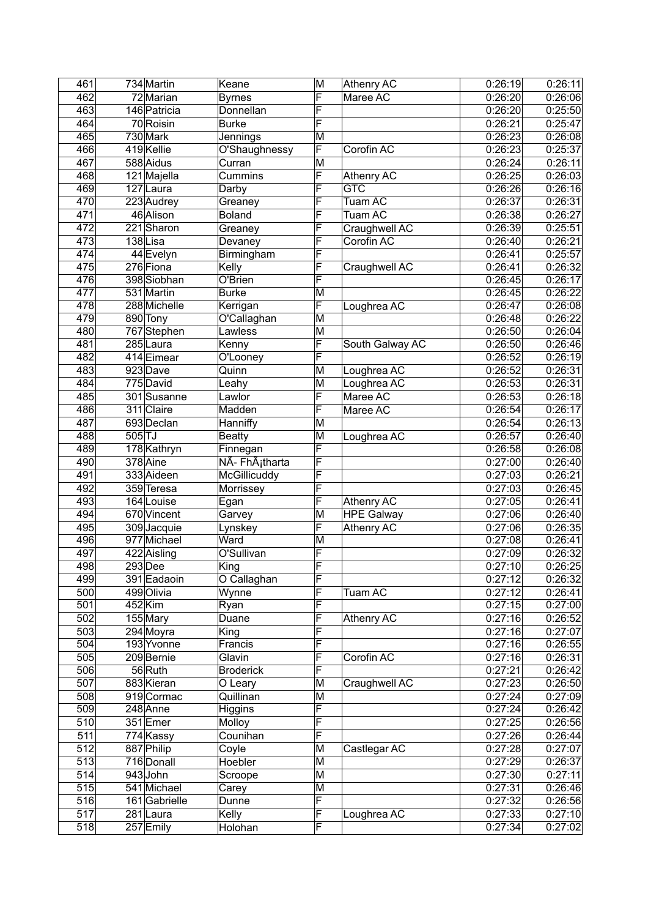| 461 | 734 | Martin | Keane | M | Athenry AC | 0:26:19 | 0:26:11 |
|---|---|---|---|---|---|---|---|
| 462 | 72 | Marian | Byrnes | F | Maree AC | 0:26:20 | 0:26:06 |
| 463 | 146 | Patricia | Donnellan | F | | 0:26:20 | 0:25:50 |
| 464 | 70 | Roisin | Burke | F | | 0:26:21 | 0:25:47 |
| 465 | 730 | Mark | Jennings | M | | 0:26:23 | 0:26:08 |
| 466 | 419 | Kellie | O'Shaughnessy | F | Corofin AC | 0:26:23 | 0:25:37 |
| 467 | 588 | Aidus | Curran | M | | 0:26:24 | 0:26:11 |
| 468 | 121 | Majella | Cummins | F | Athenry AC | 0:26:25 | 0:26:03 |
| 469 | 127 | Laura | Darby | F | GTC | 0:26:26 | 0:26:16 |
| 470 | 223 | Audrey | Greaney | F | Tuam AC | 0:26:37 | 0:26:31 |
| 471 | 46 | Alison | Boland | F | Tuam AC | 0:26:38 | 0:26:27 |
| 472 | 221 | Sharon | Greaney | F | Craughwell AC | 0:26:39 | 0:25:51 |
| 473 | 138 | Lisa | Devaney | F | Corofin AC | 0:26:40 | 0:26:21 |
| 474 | 44 | Evelyn | Birmingham | F | | 0:26:41 | 0:25:57 |
| 475 | 276 | Fiona | Kelly | F | Craughwell AC | 0:26:41 | 0:26:32 |
| 476 | 398 | Siobhan | O'Brien | F | | 0:26:45 | 0:26:17 |
| 477 | 531 | Martin | Burke | M | | 0:26:45 | 0:26:22 |
| 478 | 288 | Michelle | Kerrigan | F | Loughrea AC | 0:26:47 | 0:26:08 |
| 479 | 890 | Tony | O'Callaghan | M | | 0:26:48 | 0:26:22 |
| 480 | 767 | Stephen | Lawless | M | | 0:26:50 | 0:26:04 |
| 481 | 285 | Laura | Kenny | F | South Galway AC | 0:26:50 | 0:26:46 |
| 482 | 414 | Eimear | O'Looney | F | | 0:26:52 | 0:26:19 |
| 483 | 923 | Dave | Quinn | M | Loughrea AC | 0:26:52 | 0:26:31 |
| 484 | 775 | David | Leahy | M | Loughrea AC | 0:26:53 | 0:26:31 |
| 485 | 301 | Susanne | Lawlor | F | Maree AC | 0:26:53 | 0:26:18 |
| 486 | 311 | Claire | Madden | F | Maree AC | 0:26:54 | 0:26:17 |
| 487 | 693 | Declan | Hanniffy | M | | 0:26:54 | 0:26:13 |
| 488 | 505 | TJ | Beatty | M | Loughrea AC | 0:26:57 | 0:26:40 |
| 489 | 178 | Kathryn | Finnegan | F | | 0:26:58 | 0:26:08 |
| 490 | 378 | Aine | NÃ- FhÃ¡tharta | F | | 0:27:00 | 0:26:40 |
| 491 | 333 | Aideen | McGillicuddy | F | | 0:27:03 | 0:26:21 |
| 492 | 359 | Teresa | Morrissey | F | | 0:27:03 | 0:26:45 |
| 493 | 164 | Louise | Egan | F | Athenry AC | 0:27:05 | 0:26:41 |
| 494 | 670 | Vincent | Garvey | M | HPE Galway | 0:27:06 | 0:26:40 |
| 495 | 309 | Jacquie | Lynskey | F | Athenry AC | 0:27:06 | 0:26:35 |
| 496 | 977 | Michael | Ward | M | | 0:27:08 | 0:26:41 |
| 497 | 422 | Aisling | O'Sullivan | F | | 0:27:09 | 0:26:32 |
| 498 | 293 | Dee | King | F | | 0:27:10 | 0:26:25 |
| 499 | 391 | Eadaoin | O Callaghan | F | | 0:27:12 | 0:26:32 |
| 500 | 499 | Olivia | Wynne | F | Tuam AC | 0:27:12 | 0:26:41 |
| 501 | 452 | Kim | Ryan | F | | 0:27:15 | 0:27:00 |
| 502 | 155 | Mary | Duane | F | Athenry AC | 0:27:16 | 0:26:52 |
| 503 | 294 | Moyra | King | F | | 0:27:16 | 0:27:07 |
| 504 | 193 | Yvonne | Francis | F | | 0:27:16 | 0:26:55 |
| 505 | 209 | Bernie | Glavin | F | Corofin AC | 0:27:16 | 0:26:31 |
| 506 | 56 | Ruth | Broderick | F | | 0:27:21 | 0:26:42 |
| 507 | 883 | Kieran | O Leary | M | Craughwell AC | 0:27:23 | 0:26:50 |
| 508 | 919 | Cormac | Quillinan | M | | 0:27:24 | 0:27:09 |
| 509 | 248 | Anne | Higgins | F | | 0:27:24 | 0:26:42 |
| 510 | 351 | Emer | Molloy | F | | 0:27:25 | 0:26:56 |
| 511 | 774 | Kassy | Counihan | F | | 0:27:26 | 0:26:44 |
| 512 | 887 | Philip | Coyle | M | Castlegar AC | 0:27:28 | 0:27:07 |
| 513 | 716 | Donall | Hoebler | M | | 0:27:29 | 0:26:37 |
| 514 | 943 | John | Scroope | M | | 0:27:30 | 0:27:11 |
| 515 | 541 | Michael | Carey | M | | 0:27:31 | 0:26:46 |
| 516 | 161 | Gabrielle | Dunne | F | | 0:27:32 | 0:26:56 |
| 517 | 281 | Laura | Kelly | F | Loughrea AC | 0:27:33 | 0:27:10 |
| 518 | 257 | Emily | Holohan | F | | 0:27:34 | 0:27:02 |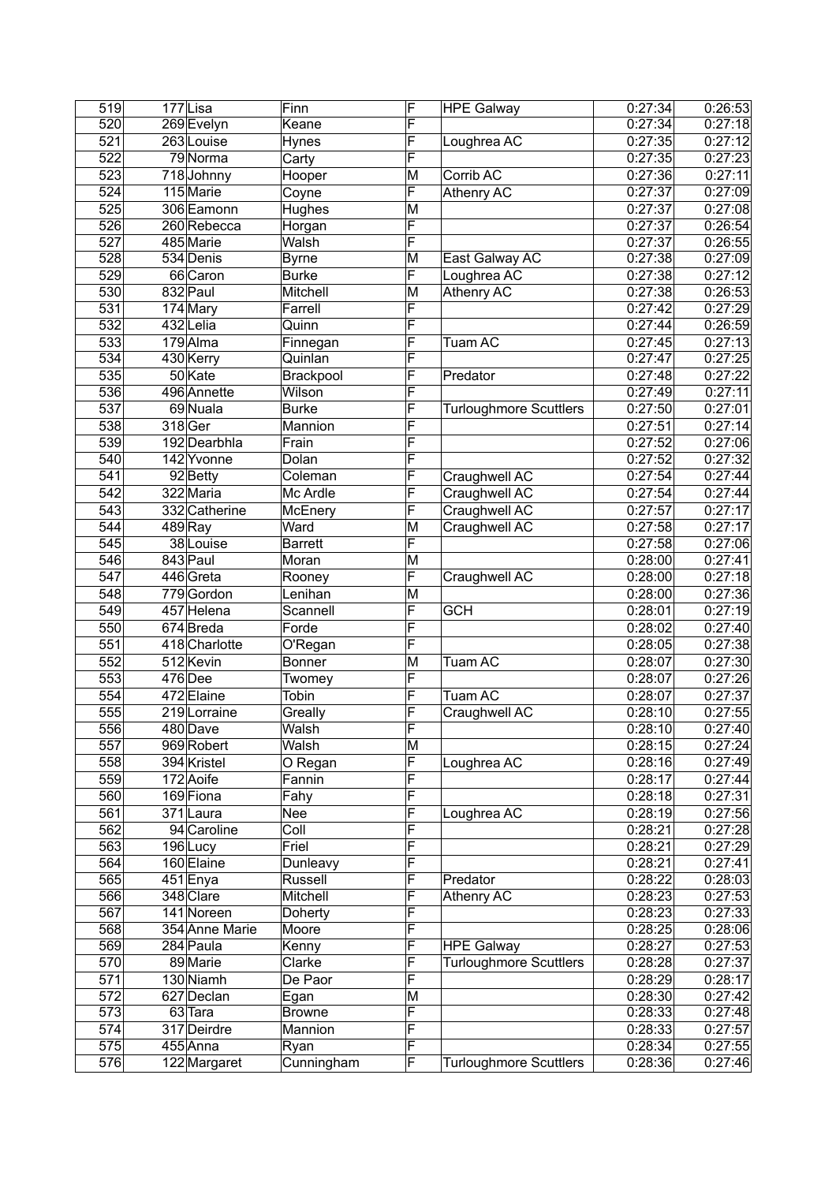| | | | | | | | |
|---|---|---|---|---|---|---|---|
| 519 | 177 | Lisa | Finn | F | HPE Galway | 0:27:34 | 0:26:53 |
| 520 | 269 | Evelyn | Keane | F | | 0:27:34 | 0:27:18 |
| 521 | 263 | Louise | Hynes | F | Loughrea AC | 0:27:35 | 0:27:12 |
| 522 | 79 | Norma | Carty | F | | 0:27:35 | 0:27:23 |
| 523 | 718 | Johnny | Hooper | M | Corrib AC | 0:27:36 | 0:27:11 |
| 524 | 115 | Marie | Coyne | F | Athenry AC | 0:27:37 | 0:27:09 |
| 525 | 306 | Eamonn | Hughes | M | | 0:27:37 | 0:27:08 |
| 526 | 260 | Rebecca | Horgan | F | | 0:27:37 | 0:26:54 |
| 527 | 485 | Marie | Walsh | F | | 0:27:37 | 0:26:55 |
| 528 | 534 | Denis | Byrne | M | East Galway AC | 0:27:38 | 0:27:09 |
| 529 | 66 | Caron | Burke | F | Loughrea AC | 0:27:38 | 0:27:12 |
| 530 | 832 | Paul | Mitchell | M | Athenry AC | 0:27:38 | 0:26:53 |
| 531 | 174 | Mary | Farrell | F | | 0:27:42 | 0:27:29 |
| 532 | 432 | Lelia | Quinn | F | | 0:27:44 | 0:26:59 |
| 533 | 179 | Alma | Finnegan | F | Tuam AC | 0:27:45 | 0:27:13 |
| 534 | 430 | Kerry | Quinlan | F | | 0:27:47 | 0:27:25 |
| 535 | 50 | Kate | Brackpool | F | Predator | 0:27:48 | 0:27:22 |
| 536 | 496 | Annette | Wilson | F | | 0:27:49 | 0:27:11 |
| 537 | 69 | Nuala | Burke | F | Turloughmore Scuttlers | 0:27:50 | 0:27:01 |
| 538 | 318 | Ger | Mannion | F | | 0:27:51 | 0:27:14 |
| 539 | 192 | Dearbhla | Frain | F | | 0:27:52 | 0:27:06 |
| 540 | 142 | Yvonne | Dolan | F | | 0:27:52 | 0:27:32 |
| 541 | 92 | Betty | Coleman | F | Craughwell AC | 0:27:54 | 0:27:44 |
| 542 | 322 | Maria | Mc Ardle | F | Craughwell AC | 0:27:54 | 0:27:44 |
| 543 | 332 | Catherine | McEnery | F | Craughwell AC | 0:27:57 | 0:27:17 |
| 544 | 489 | Ray | Ward | M | Craughwell AC | 0:27:58 | 0:27:17 |
| 545 | 38 | Louise | Barrett | F | | 0:27:58 | 0:27:06 |
| 546 | 843 | Paul | Moran | M | | 0:28:00 | 0:27:41 |
| 547 | 446 | Greta | Rooney | F | Craughwell AC | 0:28:00 | 0:27:18 |
| 548 | 779 | Gordon | Lenihan | M | | 0:28:00 | 0:27:36 |
| 549 | 457 | Helena | Scannell | F | GCH | 0:28:01 | 0:27:19 |
| 550 | 674 | Breda | Forde | F | | 0:28:02 | 0:27:40 |
| 551 | 418 | Charlotte | O'Regan | F | | 0:28:05 | 0:27:38 |
| 552 | 512 | Kevin | Bonner | M | Tuam AC | 0:28:07 | 0:27:30 |
| 553 | 476 | Dee | Twomey | F | | 0:28:07 | 0:27:26 |
| 554 | 472 | Elaine | Tobin | F | Tuam AC | 0:28:07 | 0:27:37 |
| 555 | 219 | Lorraine | Greally | F | Craughwell AC | 0:28:10 | 0:27:55 |
| 556 | 480 | Dave | Walsh | F | | 0:28:10 | 0:27:40 |
| 557 | 969 | Robert | Walsh | M | | 0:28:15 | 0:27:24 |
| 558 | 394 | Kristel | O Regan | F | Loughrea AC | 0:28:16 | 0:27:49 |
| 559 | 172 | Aoife | Fannin | F | | 0:28:17 | 0:27:44 |
| 560 | 169 | Fiona | Fahy | F | | 0:28:18 | 0:27:31 |
| 561 | 371 | Laura | Nee | F | Loughrea AC | 0:28:19 | 0:27:56 |
| 562 | 94 | Caroline | Coll | F | | 0:28:21 | 0:27:28 |
| 563 | 196 | Lucy | Friel | F | | 0:28:21 | 0:27:29 |
| 564 | 160 | Elaine | Dunleavy | F | | 0:28:21 | 0:27:41 |
| 565 | 451 | Enya | Russell | F | Predator | 0:28:22 | 0:28:03 |
| 566 | 348 | Clare | Mitchell | F | Athenry AC | 0:28:23 | 0:27:53 |
| 567 | 141 | Noreen | Doherty | F | | 0:28:23 | 0:27:33 |
| 568 | 354 | Anne Marie | Moore | F | | 0:28:25 | 0:28:06 |
| 569 | 284 | Paula | Kenny | F | HPE Galway | 0:28:27 | 0:27:53 |
| 570 | 89 | Marie | Clarke | F | Turloughmore Scuttlers | 0:28:28 | 0:27:37 |
| 571 | 130 | Niamh | De Paor | F | | 0:28:29 | 0:28:17 |
| 572 | 627 | Declan | Egan | M | | 0:28:30 | 0:27:42 |
| 573 | 63 | Tara | Browne | F | | 0:28:33 | 0:27:48 |
| 574 | 317 | Deirdre | Mannion | F | | 0:28:33 | 0:27:57 |
| 575 | 455 | Anna | Ryan | F | | 0:28:34 | 0:27:55 |
| 576 | 122 | Margaret | Cunningham | F | Turloughmore Scuttlers | 0:28:36 | 0:27:46 |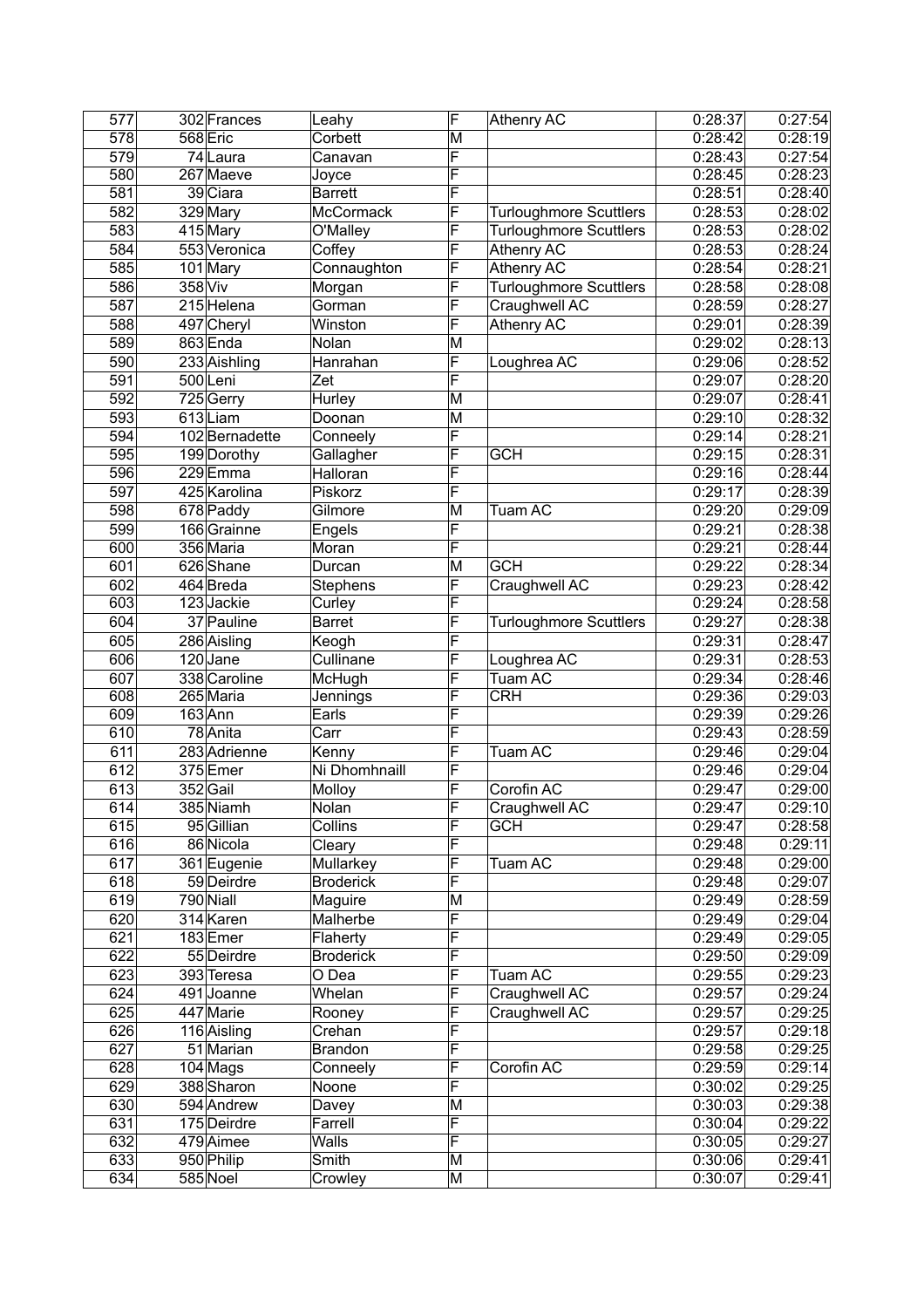| | | | | | | | |
|---|---|---|---|---|---|---|---|
| 577 | 302 | Frances | Leahy | F | Athenry AC | 0:28:37 | 0:27:54 |
| 578 | 568 | Eric | Corbett | M | | 0:28:42 | 0:28:19 |
| 579 | 74 | Laura | Canavan | F | | 0:28:43 | 0:27:54 |
| 580 | 267 | Maeve | Joyce | F | | 0:28:45 | 0:28:23 |
| 581 | 39 | Ciara | Barrett | F | | 0:28:51 | 0:28:40 |
| 582 | 329 | Mary | McCormack | F | Turloughmore Scuttlers | 0:28:53 | 0:28:02 |
| 583 | 415 | Mary | O'Malley | F | Turloughmore Scuttlers | 0:28:53 | 0:28:02 |
| 584 | 553 | Veronica | Coffey | F | Athenry AC | 0:28:53 | 0:28:24 |
| 585 | 101 | Mary | Connaughton | F | Athenry AC | 0:28:54 | 0:28:21 |
| 586 | 358 | Viv | Morgan | F | Turloughmore Scuttlers | 0:28:58 | 0:28:08 |
| 587 | 215 | Helena | Gorman | F | Craughwell AC | 0:28:59 | 0:28:27 |
| 588 | 497 | Cheryl | Winston | F | Athenry AC | 0:29:01 | 0:28:39 |
| 589 | 863 | Enda | Nolan | M | | 0:29:02 | 0:28:13 |
| 590 | 233 | Aishling | Hanrahan | F | Loughrea AC | 0:29:06 | 0:28:52 |
| 591 | 500 | Leni | Zet | F | | 0:29:07 | 0:28:20 |
| 592 | 725 | Gerry | Hurley | M | | 0:29:07 | 0:28:41 |
| 593 | 613 | Liam | Doonan | M | | 0:29:10 | 0:28:32 |
| 594 | 102 | Bernadette | Conneely | F | | 0:29:14 | 0:28:21 |
| 595 | 199 | Dorothy | Gallagher | F | GCH | 0:29:15 | 0:28:31 |
| 596 | 229 | Emma | Halloran | F | | 0:29:16 | 0:28:44 |
| 597 | 425 | Karolina | Piskorz | F | | 0:29:17 | 0:28:39 |
| 598 | 678 | Paddy | Gilmore | M | Tuam AC | 0:29:20 | 0:29:09 |
| 599 | 166 | Grainne | Engels | F | | 0:29:21 | 0:28:38 |
| 600 | 356 | Maria | Moran | F | | 0:29:21 | 0:28:44 |
| 601 | 626 | Shane | Durcan | M | GCH | 0:29:22 | 0:28:34 |
| 602 | 464 | Breda | Stephens | F | Craughwell AC | 0:29:23 | 0:28:42 |
| 603 | 123 | Jackie | Curley | F | | 0:29:24 | 0:28:58 |
| 604 | 37 | Pauline | Barret | F | Turloughmore Scuttlers | 0:29:27 | 0:28:38 |
| 605 | 286 | Aisling | Keogh | F | | 0:29:31 | 0:28:47 |
| 606 | 120 | Jane | Cullinane | F | Loughrea AC | 0:29:31 | 0:28:53 |
| 607 | 338 | Caroline | McHugh | F | Tuam AC | 0:29:34 | 0:28:46 |
| 608 | 265 | Maria | Jennings | F | CRH | 0:29:36 | 0:29:03 |
| 609 | 163 | Ann | Earls | F | | 0:29:39 | 0:29:26 |
| 610 | 78 | Anita | Carr | F | | 0:29:43 | 0:28:59 |
| 611 | 283 | Adrienne | Kenny | F | Tuam AC | 0:29:46 | 0:29:04 |
| 612 | 375 | Emer | Ni Dhomhnaill | F | | 0:29:46 | 0:29:04 |
| 613 | 352 | Gail | Molloy | F | Corofin AC | 0:29:47 | 0:29:00 |
| 614 | 385 | Niamh | Nolan | F | Craughwell AC | 0:29:47 | 0:29:10 |
| 615 | 95 | Gillian | Collins | F | GCH | 0:29:47 | 0:28:58 |
| 616 | 86 | Nicola | Cleary | F | | 0:29:48 | 0:29:11 |
| 617 | 361 | Eugenie | Mullarkey | F | Tuam AC | 0:29:48 | 0:29:00 |
| 618 | 59 | Deirdre | Broderick | F | | 0:29:48 | 0:29:07 |
| 619 | 790 | Niall | Maguire | M | | 0:29:49 | 0:28:59 |
| 620 | 314 | Karen | Malherbe | F | | 0:29:49 | 0:29:04 |
| 621 | 183 | Emer | Flaherty | F | | 0:29:49 | 0:29:05 |
| 622 | 55 | Deirdre | Broderick | F | | 0:29:50 | 0:29:09 |
| 623 | 393 | Teresa | O Dea | F | Tuam AC | 0:29:55 | 0:29:23 |
| 624 | 491 | Joanne | Whelan | F | Craughwell AC | 0:29:57 | 0:29:24 |
| 625 | 447 | Marie | Rooney | F | Craughwell AC | 0:29:57 | 0:29:25 |
| 626 | 116 | Aisling | Crehan | F | | 0:29:57 | 0:29:18 |
| 627 | 51 | Marian | Brandon | F | | 0:29:58 | 0:29:25 |
| 628 | 104 | Mags | Conneely | F | Corofin AC | 0:29:59 | 0:29:14 |
| 629 | 388 | Sharon | Noone | F | | 0:30:02 | 0:29:25 |
| 630 | 594 | Andrew | Davey | M | | 0:30:03 | 0:29:38 |
| 631 | 175 | Deirdre | Farrell | F | | 0:30:04 | 0:29:22 |
| 632 | 479 | Aimee | Walls | F | | 0:30:05 | 0:29:27 |
| 633 | 950 | Philip | Smith | M | | 0:30:06 | 0:29:41 |
| 634 | 585 | Noel | Crowley | M | | 0:30:07 | 0:29:41 |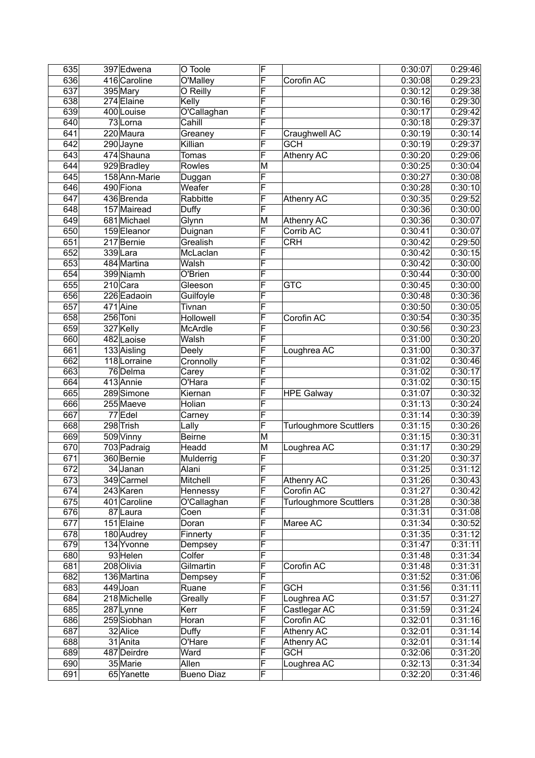| 635 | 397 | Edwena | O Toole | F | | 0:30:07 | 0:29:46 |
|---|---|---|---|---|---|---|---|
| 636 | 416 | Caroline | O'Malley | F | Corofin AC | 0:30:08 | 0:29:23 |
| 637 | 395 | Mary | O Reilly | F | | 0:30:12 | 0:29:38 |
| 638 | 274 | Elaine | Kelly | F | | 0:30:16 | 0:29:30 |
| 639 | 400 | Louise | O'Callaghan | F | | 0:30:17 | 0:29:42 |
| 640 | 73 | Lorna | Cahill | F | | 0:30:18 | 0:29:37 |
| 641 | 220 | Maura | Greaney | F | Craughwell AC | 0:30:19 | 0:30:14 |
| 642 | 290 | Jayne | Killian | F | GCH | 0:30:19 | 0:29:37 |
| 643 | 474 | Shauna | Tomas | F | Athenry AC | 0:30:20 | 0:29:06 |
| 644 | 929 | Bradley | Rowles | M | | 0:30:25 | 0:30:04 |
| 645 | 158 | Ann-Marie | Duggan | F | | 0:30:27 | 0:30:08 |
| 646 | 490 | Fiona | Weafer | F | | 0:30:28 | 0:30:10 |
| 647 | 436 | Brenda | Rabbitte | F | Athenry AC | 0:30:35 | 0:29:52 |
| 648 | 157 | Mairead | Duffy | F | | 0:30:36 | 0:30:00 |
| 649 | 681 | Michael | Glynn | M | Athenry AC | 0:30:36 | 0:30:07 |
| 650 | 159 | Eleanor | Duignan | F | Corrib AC | 0:30:41 | 0:30:07 |
| 651 | 217 | Bernie | Grealish | F | CRH | 0:30:42 | 0:29:50 |
| 652 | 339 | Lara | McLaclan | F | | 0:30:42 | 0:30:15 |
| 653 | 484 | Martina | Walsh | F | | 0:30:42 | 0:30:00 |
| 654 | 399 | Niamh | O'Brien | F | | 0:30:44 | 0:30:00 |
| 655 | 210 | Cara | Gleeson | F | GTC | 0:30:45 | 0:30:00 |
| 656 | 226 | Eadaoin | Guilfoyle | F | | 0:30:48 | 0:30:36 |
| 657 | 471 | Aine | Tivnan | F | | 0:30:50 | 0:30:05 |
| 658 | 256 | Toni | Hollowell | F | Corofin AC | 0:30:54 | 0:30:35 |
| 659 | 327 | Kelly | McArdle | F | | 0:30:56 | 0:30:23 |
| 660 | 482 | Laoise | Walsh | F | | 0:31:00 | 0:30:20 |
| 661 | 133 | Aisling | Deely | F | Loughrea AC | 0:31:00 | 0:30:37 |
| 662 | 118 | Lorraine | Cronnolly | F | | 0:31:02 | 0:30:46 |
| 663 | 76 | Delma | Carey | F | | 0:31:02 | 0:30:17 |
| 664 | 413 | Annie | O'Hara | F | | 0:31:02 | 0:30:15 |
| 665 | 289 | Simone | Kiernan | F | HPE Galway | 0:31:07 | 0:30:32 |
| 666 | 255 | Maeve | Holian | F | | 0:31:13 | 0:30:24 |
| 667 | 77 | Edel | Carney | F | | 0:31:14 | 0:30:39 |
| 668 | 298 | Trish | Lally | F | Turloughmore Scuttlers | 0:31:15 | 0:30:26 |
| 669 | 509 | Vinny | Beirne | M | | 0:31:15 | 0:30:31 |
| 670 | 703 | Padraig | Headd | M | Loughrea AC | 0:31:17 | 0:30:29 |
| 671 | 360 | Bernie | Mulderrig | F | | 0:31:20 | 0:30:37 |
| 672 | 34 | Janan | Alani | F | | 0:31:25 | 0:31:12 |
| 673 | 349 | Carmel | Mitchell | F | Athenry AC | 0:31:26 | 0:30:43 |
| 674 | 243 | Karen | Hennessy | F | Corofin AC | 0:31:27 | 0:30:42 |
| 675 | 401 | Caroline | O'Callaghan | F | Turloughmore Scuttlers | 0:31:28 | 0:30:38 |
| 676 | 87 | Laura | Coen | F | | 0:31:31 | 0:31:08 |
| 677 | 151 | Elaine | Doran | F | Maree AC | 0:31:34 | 0:30:52 |
| 678 | 180 | Audrey | Finnerty | F | | 0:31:35 | 0:31:12 |
| 679 | 134 | Yvonne | Dempsey | F | | 0:31:47 | 0:31:11 |
| 680 | 93 | Helen | Colfer | F | | 0:31:48 | 0:31:34 |
| 681 | 208 | Olivia | Gilmartin | F | Corofin AC | 0:31:48 | 0:31:31 |
| 682 | 136 | Martina | Dempsey | F | | 0:31:52 | 0:31:06 |
| 683 | 449 | Joan | Ruane | F | GCH | 0:31:56 | 0:31:11 |
| 684 | 218 | Michelle | Greally | F | Loughrea AC | 0:31:57 | 0:31:27 |
| 685 | 287 | Lynne | Kerr | F | Castlegar AC | 0:31:59 | 0:31:24 |
| 686 | 259 | Siobhan | Horan | F | Corofin AC | 0:32:01 | 0:31:16 |
| 687 | 32 | Alice | Duffy | F | Athenry AC | 0:32:01 | 0:31:14 |
| 688 | 31 | Anita | O'Hare | F | Athenry AC | 0:32:01 | 0:31:14 |
| 689 | 487 | Deirdre | Ward | F | GCH | 0:32:06 | 0:31:20 |
| 690 | 35 | Marie | Allen | F | Loughrea AC | 0:32:13 | 0:31:34 |
| 691 | 65 | Yanette | Bueno Diaz | F | | 0:32:20 | 0:31:46 |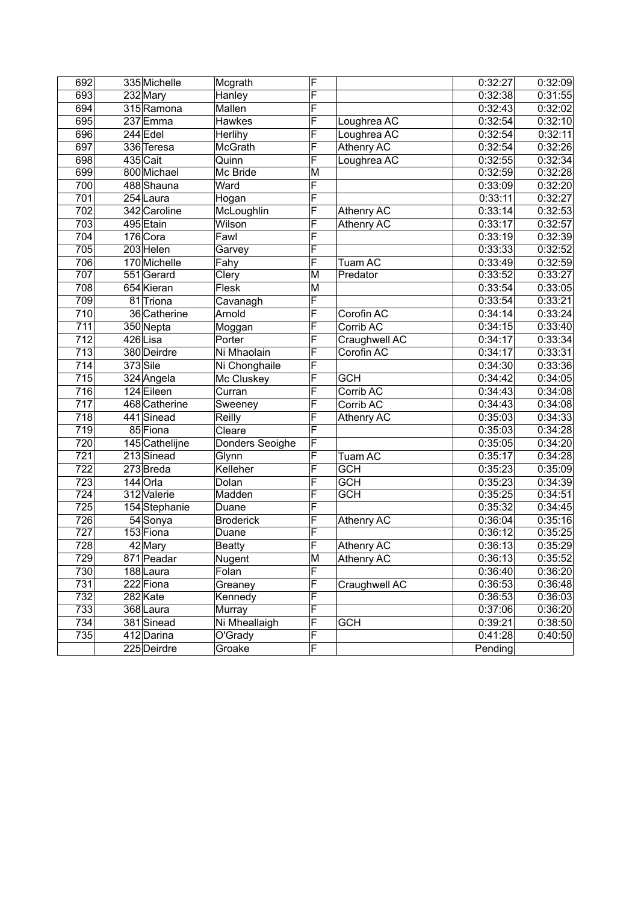| | | | | | | | |
|---|---|---|---|---|---|---|---|
| 692 | 335 | Michelle | Mcgrath | F | | 0:32:27 | 0:32:09 |
| 693 | 232 | Mary | Hanley | F | | 0:32:38 | 0:31:55 |
| 694 | 315 | Ramona | Mallen | F | | 0:32:43 | 0:32:02 |
| 695 | 237 | Emma | Hawkes | F | Loughrea AC | 0:32:54 | 0:32:10 |
| 696 | 244 | Edel | Herlihy | F | Loughrea AC | 0:32:54 | 0:32:11 |
| 697 | 336 | Teresa | McGrath | F | Athenry AC | 0:32:54 | 0:32:26 |
| 698 | 435 | Cait | Quinn | F | Loughrea AC | 0:32:55 | 0:32:34 |
| 699 | 800 | Michael | Mc Bride | M | | 0:32:59 | 0:32:28 |
| 700 | 488 | Shauna | Ward | F | | 0:33:09 | 0:32:20 |
| 701 | 254 | Laura | Hogan | F | | 0:33:11 | 0:32:27 |
| 702 | 342 | Caroline | McLoughlin | F | Athenry AC | 0:33:14 | 0:32:53 |
| 703 | 495 | Etain | Wilson | F | Athenry AC | 0:33:17 | 0:32:57 |
| 704 | 176 | Cora | Fawl | F | | 0:33:19 | 0:32:39 |
| 705 | 203 | Helen | Garvey | F | | 0:33:33 | 0:32:52 |
| 706 | 170 | Michelle | Fahy | F | Tuam AC | 0:33:49 | 0:32:59 |
| 707 | 551 | Gerard | Clery | M | Predator | 0:33:52 | 0:33:27 |
| 708 | 654 | Kieran | Flesk | M | | 0:33:54 | 0:33:05 |
| 709 | 81 | Triona | Cavanagh | F | | 0:33:54 | 0:33:21 |
| 710 | 36 | Catherine | Arnold | F | Corofin AC | 0:34:14 | 0:33:24 |
| 711 | 350 | Nepta | Moggan | F | Corrib AC | 0:34:15 | 0:33:40 |
| 712 | 426 | Lisa | Porter | F | Craughwell AC | 0:34:17 | 0:33:34 |
| 713 | 380 | Deirdre | Ni Mhaolain | F | Corofin AC | 0:34:17 | 0:33:31 |
| 714 | 373 | Sile | Ni Chonghaile | F | | 0:34:30 | 0:33:36 |
| 715 | 324 | Angela | Mc Cluskey | F | GCH | 0:34:42 | 0:34:05 |
| 716 | 124 | Eileen | Curran | F | Corrib AC | 0:34:43 | 0:34:08 |
| 717 | 468 | Catherine | Sweeney | F | Corrib AC | 0:34:43 | 0:34:08 |
| 718 | 441 | Sinead | Reilly | F | Athenry AC | 0:35:03 | 0:34:33 |
| 719 | 85 | Fiona | Cleare | F | | 0:35:03 | 0:34:28 |
| 720 | 145 | Cathelijne | Donders Seoighe | F | | 0:35:05 | 0:34:20 |
| 721 | 213 | Sinead | Glynn | F | Tuam AC | 0:35:17 | 0:34:28 |
| 722 | 273 | Breda | Kelleher | F | GCH | 0:35:23 | 0:35:09 |
| 723 | 144 | Orla | Dolan | F | GCH | 0:35:23 | 0:34:39 |
| 724 | 312 | Valerie | Madden | F | GCH | 0:35:25 | 0:34:51 |
| 725 | 154 | Stephanie | Duane | F | | 0:35:32 | 0:34:45 |
| 726 | 54 | Sonya | Broderick | F | Athenry AC | 0:36:04 | 0:35:16 |
| 727 | 153 | Fiona | Duane | F | | 0:36:12 | 0:35:25 |
| 728 | 42 | Mary | Beatty | F | Athenry AC | 0:36:13 | 0:35:29 |
| 729 | 871 | Peadar | Nugent | M | Athenry AC | 0:36:13 | 0:35:52 |
| 730 | 188 | Laura | Folan | F | | 0:36:40 | 0:36:20 |
| 731 | 222 | Fiona | Greaney | F | Craughwell AC | 0:36:53 | 0:36:48 |
| 732 | 282 | Kate | Kennedy | F | | 0:36:53 | 0:36:03 |
| 733 | 368 | Laura | Murray | F | | 0:37:06 | 0:36:20 |
| 734 | 381 | Sinead | Ni Mheallaigh | F | GCH | 0:39:21 | 0:38:50 |
| 735 | 412 | Darina | O'Grady | F | | 0:41:28 | 0:40:50 |
| | 225 | Deirdre | Groake | F | | Pending | |